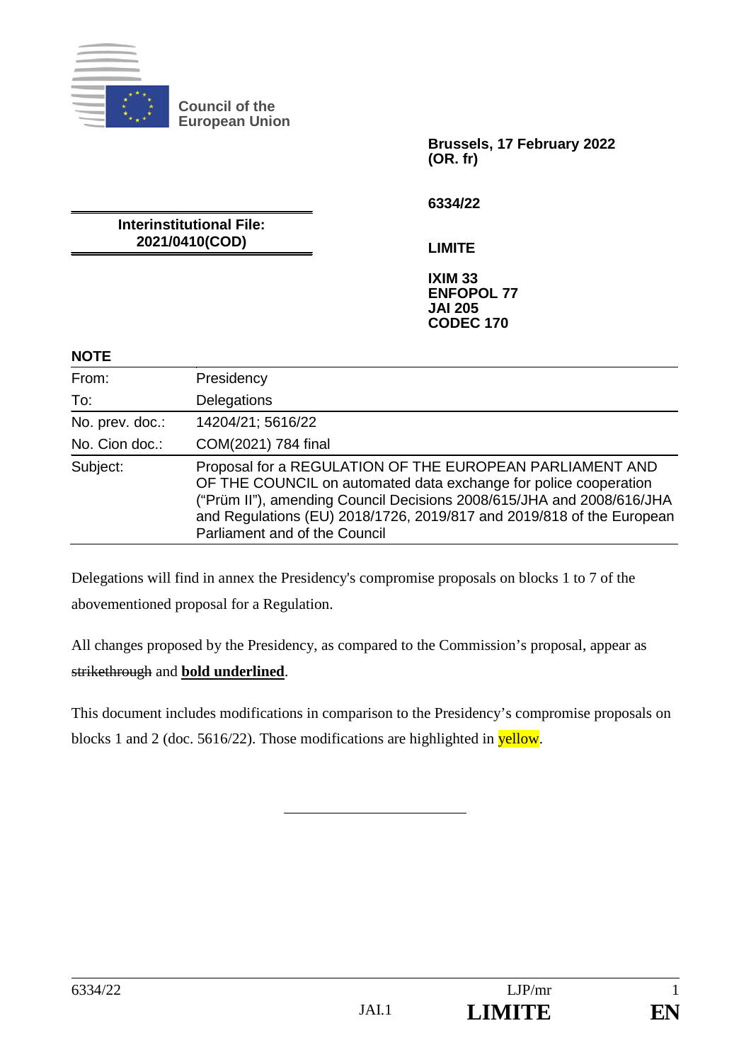Council of the European Union

**Brussels, 17 February 2022**
**(OR. fr)**

**6334/22**

**Interinstitutional File:**
**2021/0410(COD)**

**LIMITE**

**IXIM 33**
**ENFOPOL 77**
**JAI 205**
**CODEC 170**

**NOTE**

| | |
|---|---|
| From: | Presidency |
| To: | Delegations |
| No. prev. doc.: | 14204/21; 5616/22 |
| No. Cion doc.: | COM(2021) 784 final |
| Subject: | Proposal for a REGULATION OF THE EUROPEAN PARLIAMENT AND OF THE COUNCIL on automated data exchange for police cooperation ("Prüm II"), amending Council Decisions 2008/615/JHA and 2008/616/JHA and Regulations (EU) 2018/1726, 2019/817 and 2019/818 of the European Parliament and of the Council |

Delegations will find in annex the Presidency's compromise proposals on blocks 1 to 7 of the abovementioned proposal for a Regulation.

All changes proposed by the Presidency, as compared to the Commission's proposal, appear as ~~strikethrough~~ and **<u>bold underlined</u>**.

This document includes modifications in comparison to the Presidency's compromise proposals on blocks 1 and 2 (doc. 5616/22). Those modifications are highlighted in yellow.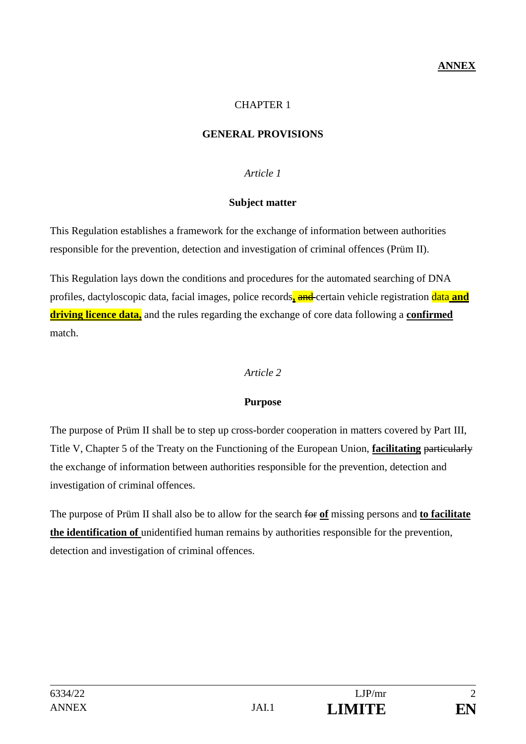**ANNEX**

CHAPTER 1

**GENERAL PROVISIONS**

*Article 1*

**Subject matter**

This Regulation establishes a framework for the exchange of information between authorities responsible for the prevention, detection and investigation of criminal offences (Prüm II).

This Regulation lays down the conditions and procedures for the automated searching of DNA profiles, dactyloscopic data, facial images, police records**,** ~~and~~ certain vehicle registration data **and driving licence data,** and the rules regarding the exchange of core data following a **confirmed** match.

*Article 2*

**Purpose**

The purpose of Prüm II shall be to step up cross-border cooperation in matters covered by Part III, Title V, Chapter 5 of the Treaty on the Functioning of the European Union, **facilitating** ~~particularly~~ the exchange of information between authorities responsible for the prevention, detection and investigation of criminal offences.

The purpose of Prüm II shall also be to allow for the search ~~for~~ **of** missing persons and **to facilitate the identification of** unidentified human remains by authorities responsible for the prevention, detection and investigation of criminal offences.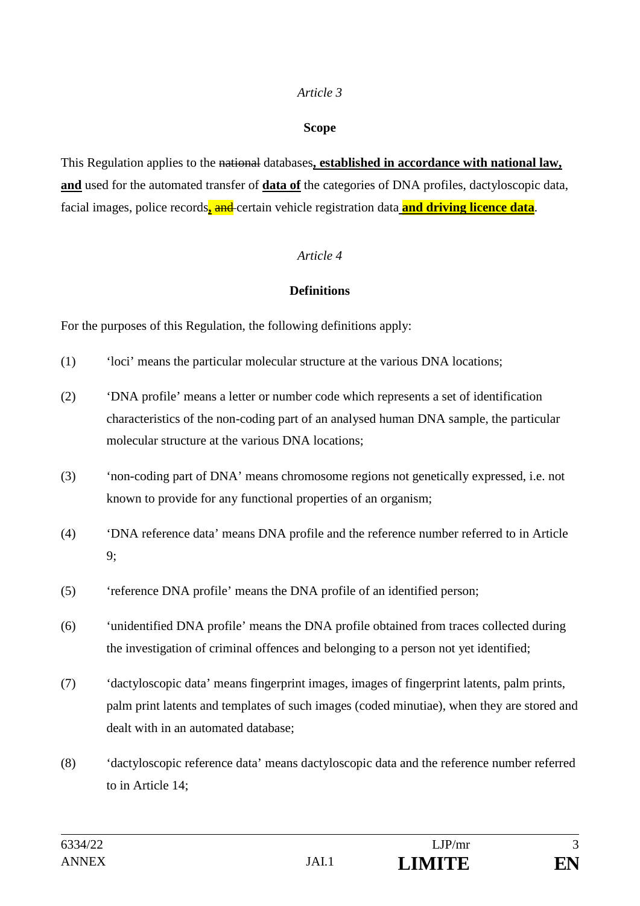*Article 3*

**Scope**

This Regulation applies to the ~~national~~ databases**, established in accordance with national law, and** used for the automated transfer of **data of** the categories of DNA profiles, dactyloscopic data, facial images, police records**,** ~~and~~ certain vehicle registration data **and driving licence data**.

*Article 4*

**Definitions**

For the purposes of this Regulation, the following definitions apply:

(1) 'loci' means the particular molecular structure at the various DNA locations;

(2) 'DNA profile' means a letter or number code which represents a set of identification characteristics of the non-coding part of an analysed human DNA sample, the particular molecular structure at the various DNA locations;

(3) 'non-coding part of DNA' means chromosome regions not genetically expressed, i.e. not known to provide for any functional properties of an organism;

(4) 'DNA reference data' means DNA profile and the reference number referred to in Article 9;

(5) 'reference DNA profile' means the DNA profile of an identified person;

(6) 'unidentified DNA profile' means the DNA profile obtained from traces collected during the investigation of criminal offences and belonging to a person not yet identified;

(7) 'dactyloscopic data' means fingerprint images, images of fingerprint latents, palm prints, palm print latents and templates of such images (coded minutiae), when they are stored and dealt with in an automated database;

(8) 'dactyloscopic reference data' means dactyloscopic data and the reference number referred to in Article 14;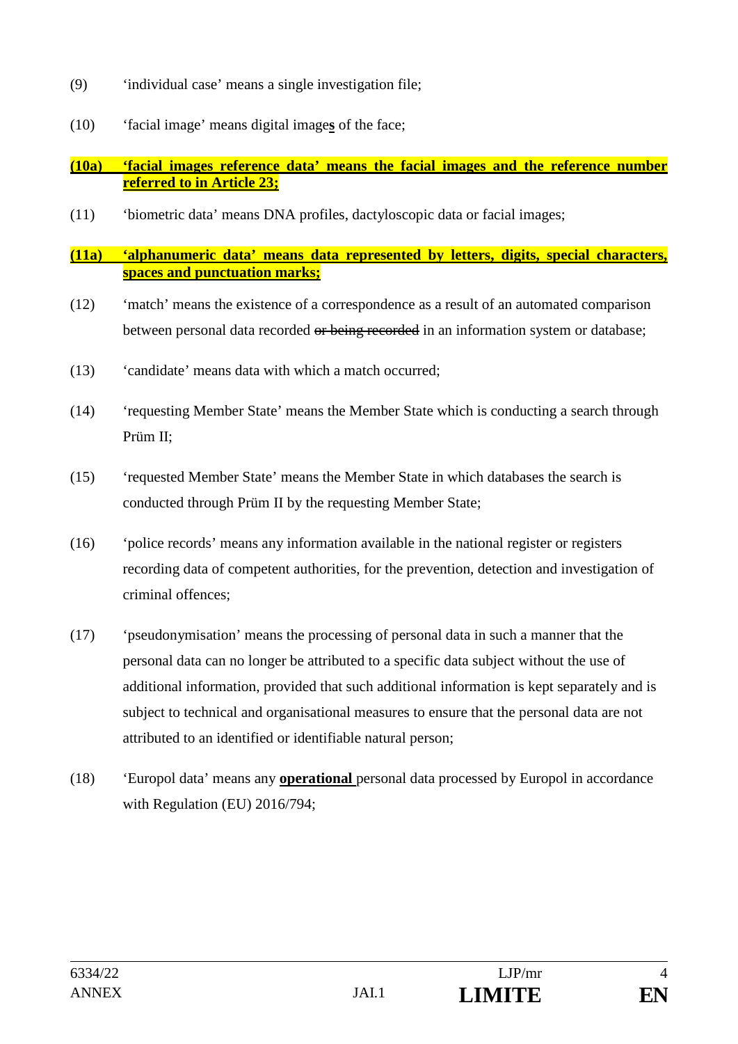(9) 'individual case' means a single investigation file;

(10) 'facial image' means digital image**s** of the face;

**(10a) 'facial images reference data' means the facial images and the reference number referred to in Article 23;**

(11) 'biometric data' means DNA profiles, dactyloscopic data or facial images;

**(11a) 'alphanumeric data' means data represented by letters, digits, special characters, spaces and punctuation marks;**

(12) 'match' means the existence of a correspondence as a result of an automated comparison between personal data recorded ~~or being recorded~~ in an information system or database;

(13) 'candidate' means data with which a match occurred;

(14) 'requesting Member State' means the Member State which is conducting a search through Prüm II;

(15) 'requested Member State' means the Member State in which databases the search is conducted through Prüm II by the requesting Member State;

(16) 'police records' means any information available in the national register or registers recording data of competent authorities, for the prevention, detection and investigation of criminal offences;

(17) 'pseudonymisation' means the processing of personal data in such a manner that the personal data can no longer be attributed to a specific data subject without the use of additional information, provided that such additional information is kept separately and is subject to technical and organisational measures to ensure that the personal data are not attributed to an identified or identifiable natural person;

(18) 'Europol data' means any **operational** personal data processed by Europol in accordance with Regulation (EU) 2016/794;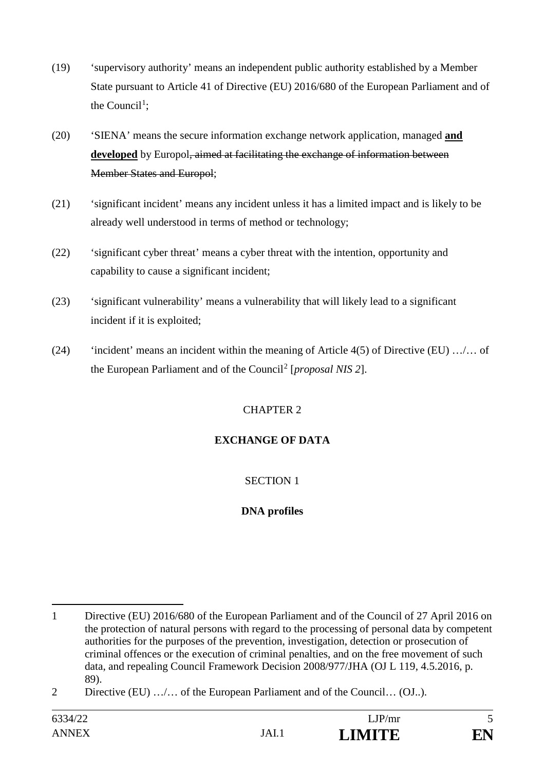(19) 'supervisory authority' means an independent public authority established by a Member State pursuant to Article 41 of Directive (EU) 2016/680 of the European Parliament and of the Council[1];

(20) 'SIENA' means the secure information exchange network application, managed **and developed** by Europol~~, aimed at facilitating the exchange of information between Member States and Europol~~;

(21) 'significant incident' means any incident unless it has a limited impact and is likely to be already well understood in terms of method or technology;

(22) 'significant cyber threat' means a cyber threat with the intention, opportunity and capability to cause a significant incident;

(23) 'significant vulnerability' means a vulnerability that will likely lead to a significant incident if it is exploited;

(24) 'incident' means an incident within the meaning of Article 4(5) of Directive (EU) …/… of the European Parliament and of the Council[2] [*proposal NIS 2*].

CHAPTER 2

**EXCHANGE OF DATA**

SECTION 1

**DNA profiles**

---

1 Directive (EU) 2016/680 of the European Parliament and of the Council of 27 April 2016 on the protection of natural persons with regard to the processing of personal data by competent authorities for the purposes of the prevention, investigation, detection or prosecution of criminal offences or the execution of criminal penalties, and on the free movement of such data, and repealing Council Framework Decision 2008/977/JHA (OJ L 119, 4.5.2016, p. 89).

2 Directive (EU) …/… of the European Parliament and of the Council… (OJ..).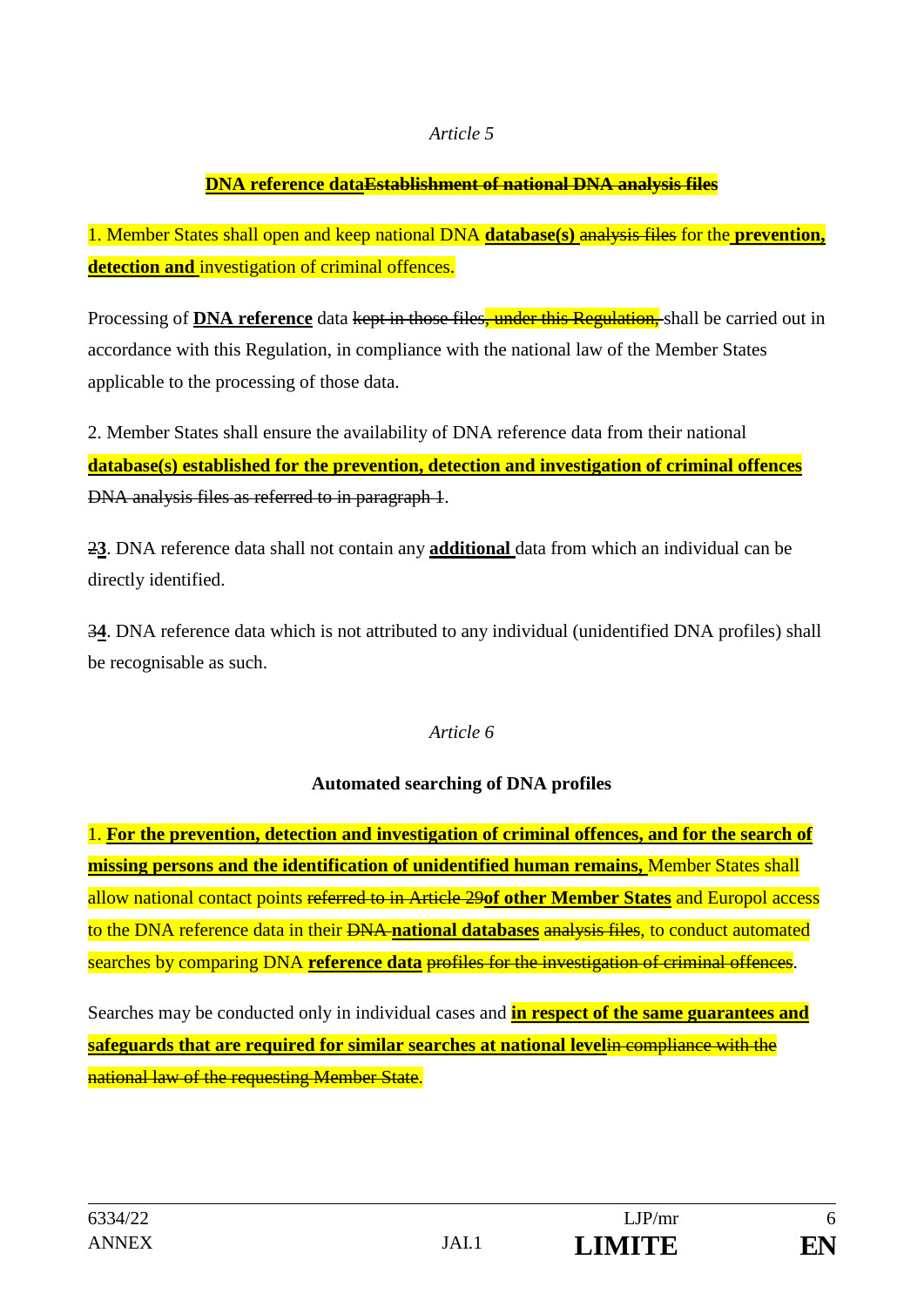*Article 5*

**DNA reference data~~Establishment of national DNA analysis files~~**

1. Member States shall open and keep national DNA **database(s)** ~~analysis files~~ for the **prevention, detection and** investigation of criminal offences.

Processing of **DNA reference** data ~~kept in those files, under this Regulation,~~ shall be carried out in accordance with this Regulation, in compliance with the national law of the Member States applicable to the processing of those data.

2. Member States shall ensure the availability of DNA reference data from their national **database(s) established for the prevention, detection and investigation of criminal offences** ~~DNA analysis files as referred to in paragraph 1~~.

~~2~~**3**. DNA reference data shall not contain any **additional** data from which an individual can be directly identified.

~~3~~**4**. DNA reference data which is not attributed to any individual (unidentified DNA profiles) shall be recognisable as such.

*Article 6*

**Automated searching of DNA profiles**

1. **For the prevention, detection and investigation of criminal offences, and for the search of missing persons and the identification of unidentified human remains,** Member States shall allow national contact points ~~referred to in Article 29~~**of other Member States** and Europol access to the DNA reference data in their ~~DNA~~ **national databases** ~~analysis files~~, to conduct automated searches by comparing DNA **reference data** ~~profiles for the investigation of criminal offences~~.

Searches may be conducted only in individual cases and **in respect of the same guarantees and safeguards that are required for similar searches at national level**~~in compliance with the national law of the requesting Member State~~.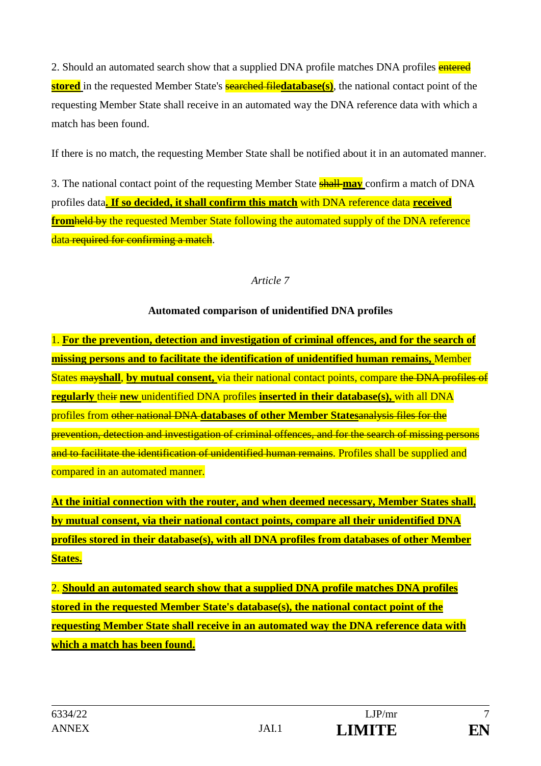2. Should an automated search show that a supplied DNA profile matches DNA profiles ~~entered~~ **stored** in the requested Member State's ~~searched file~~**database(s)**, the national contact point of the requesting Member State shall receive in an automated way the DNA reference data with which a match has been found.

If there is no match, the requesting Member State shall be notified about it in an automated manner.

3. The national contact point of the requesting Member State ~~shall~~ **may** confirm a match of DNA profiles data**. If so decided, it shall confirm this match** with DNA reference data **received from**~~held by~~ the requested Member State following the automated supply of the DNA reference data ~~required for confirming a match~~.

*Article 7*

**Automated comparison of unidentified DNA profiles**

1. **For the prevention, detection and investigation of criminal offences, and for the search of missing persons and to facilitate the identification of unidentified human remains,** Member States ~~may~~**shall**, **by mutual consent,** via their national contact points, compare ~~the DNA profiles of~~ **regularly** the~~ir~~ **new** unidentified DNA profiles **inserted in their database(s),** with all DNA profiles from ~~other national DNA~~ **databases of other Member States**~~analysis files for the prevention, detection and investigation of criminal offences, and for the search of missing persons and to facilitate the identification of unidentified human remains~~. Profiles shall be supplied and compared in an automated manner.

**At the initial connection with the router, and when deemed necessary, Member States shall, by mutual consent, via their national contact points, compare all their unidentified DNA profiles stored in their database(s), with all DNA profiles from databases of other Member States.**

2. **Should an automated search show that a supplied DNA profile matches DNA profiles stored in the requested Member State's database(s), the national contact point of the requesting Member State shall receive in an automated way the DNA reference data with which a match has been found.**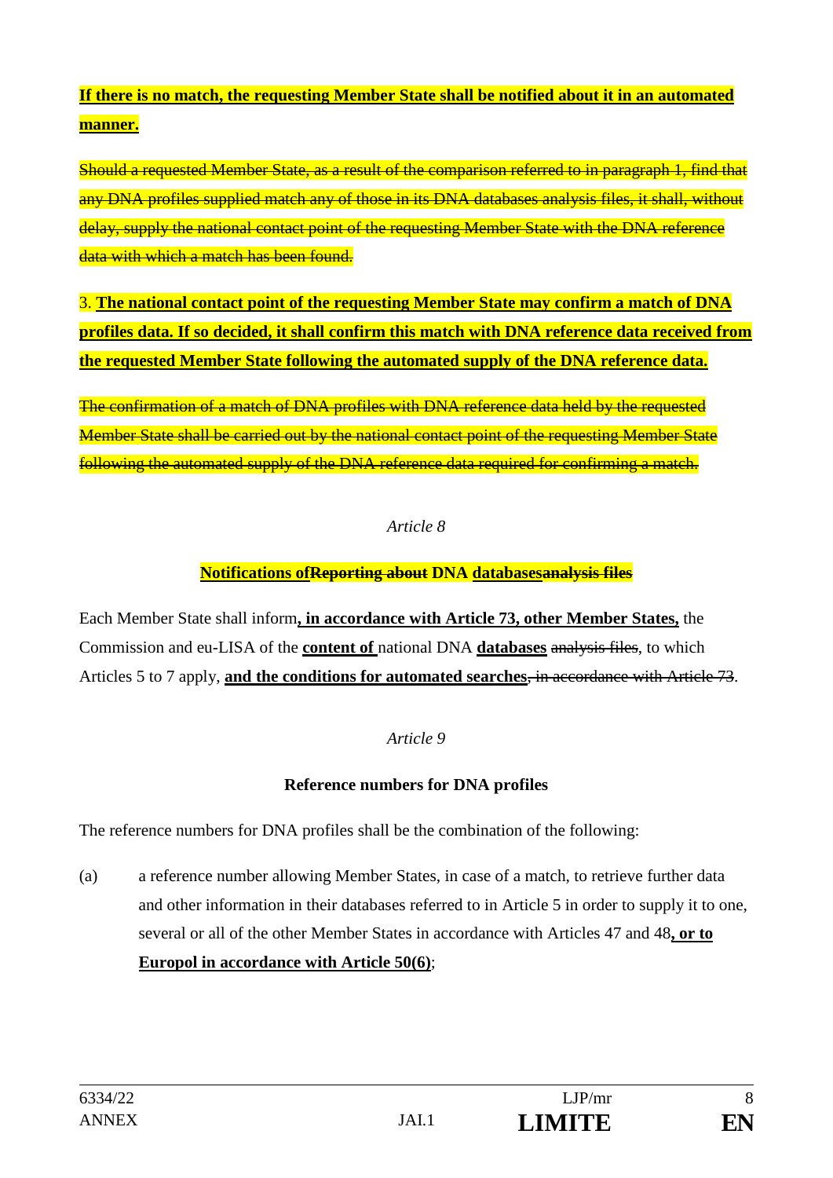**If there is no match, the requesting Member State shall be notified about it in an automated manner.**

~~Should a requested Member State, as a result of the comparison referred to in paragraph 1, find that any DNA profiles supplied match any of those in its DNA databases analysis files, it shall, without delay, supply the national contact point of the requesting Member State with the DNA reference data with which a match has been found.~~

3. **The national contact point of the requesting Member State may confirm a match of DNA profiles data. If so decided, it shall confirm this match with DNA reference data received from the requested Member State following the automated supply of the DNA reference data.**

~~The confirmation of a match of DNA profiles with DNA reference data held by the requested Member State shall be carried out by the national contact point of the requesting Member State following the automated supply of the DNA reference data required for confirming a match.~~

*Article 8*

**Notifications of~~Reporting about~~ DNA databases~~analysis files~~**

Each Member State shall inform**, in accordance with Article 73, other Member States,** the Commission and eu-LISA of the **content of** national DNA **databases** ~~analysis files~~, to which Articles 5 to 7 apply, **and the conditions for automated searches**~~, in accordance with Article 73~~.

*Article 9*

**Reference numbers for DNA profiles**

The reference numbers for DNA profiles shall be the combination of the following:

(a) a reference number allowing Member States, in case of a match, to retrieve further data and other information in their databases referred to in Article 5 in order to supply it to one, several or all of the other Member States in accordance with Articles 47 and 48**, or to Europol in accordance with Article 50(6)**;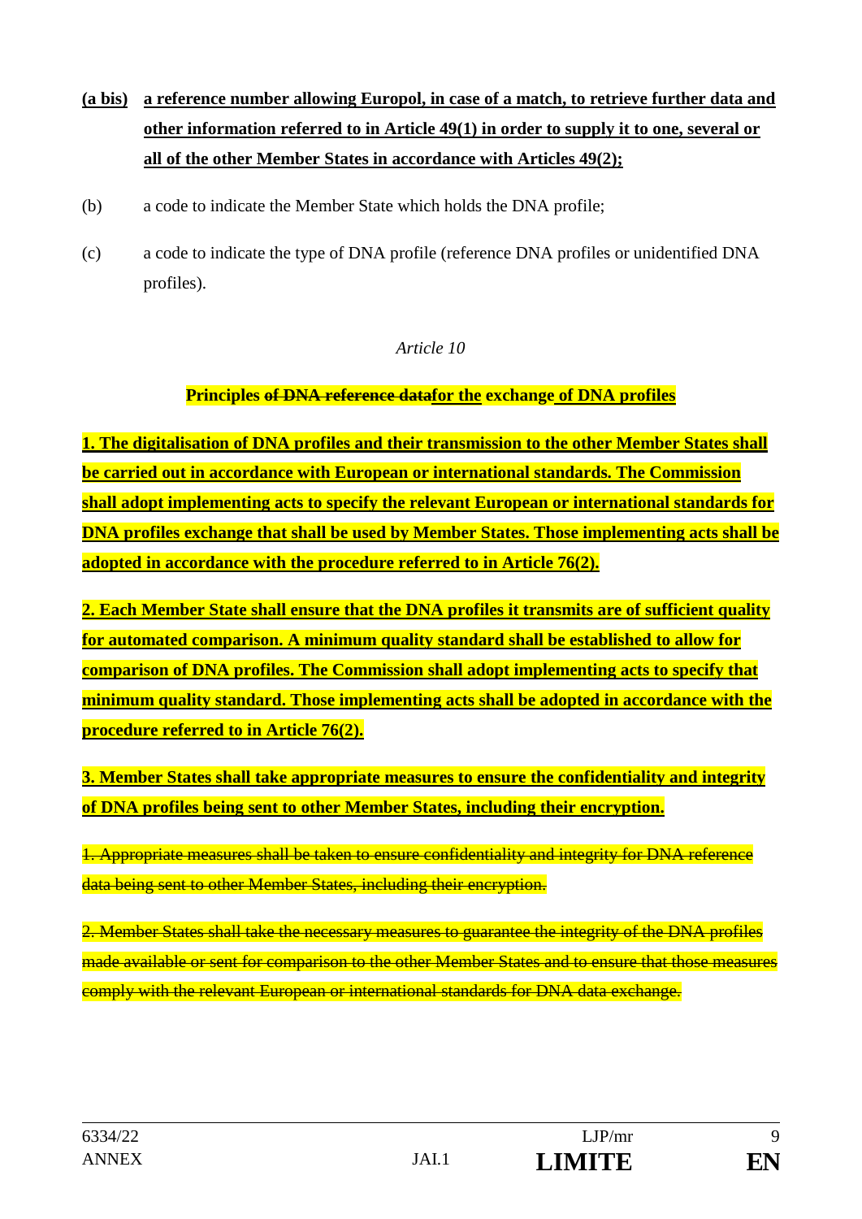**(a bis)** **a reference number allowing Europol, in case of a match, to retrieve further data and other information referred to in Article 49(1) in order to supply it to one, several or all of the other Member States in accordance with Articles 49(2);**

(b) a code to indicate the Member State which holds the DNA profile;

(c) a code to indicate the type of DNA profile (reference DNA profiles or unidentified DNA profiles).

*Article 10*

**Principles ~~of DNA reference data~~for the exchange of DNA profiles**

**1. The digitalisation of DNA profiles and their transmission to the other Member States shall be carried out in accordance with European or international standards. The Commission shall adopt implementing acts to specify the relevant European or international standards for DNA profiles exchange that shall be used by Member States. Those implementing acts shall be adopted in accordance with the procedure referred to in Article 76(2).**

**2. Each Member State shall ensure that the DNA profiles it transmits are of sufficient quality for automated comparison. A minimum quality standard shall be established to allow for comparison of DNA profiles. The Commission shall adopt implementing acts to specify that minimum quality standard. Those implementing acts shall be adopted in accordance with the procedure referred to in Article 76(2).**

**3. Member States shall take appropriate measures to ensure the confidentiality and integrity of DNA profiles being sent to other Member States, including their encryption.**

~~1. Appropriate measures shall be taken to ensure confidentiality and integrity for DNA reference data being sent to other Member States, including their encryption.~~

~~2. Member States shall take the necessary measures to guarantee the integrity of the DNA profiles made available or sent for comparison to the other Member States and to ensure that those measures comply with the relevant European or international standards for DNA data exchange.~~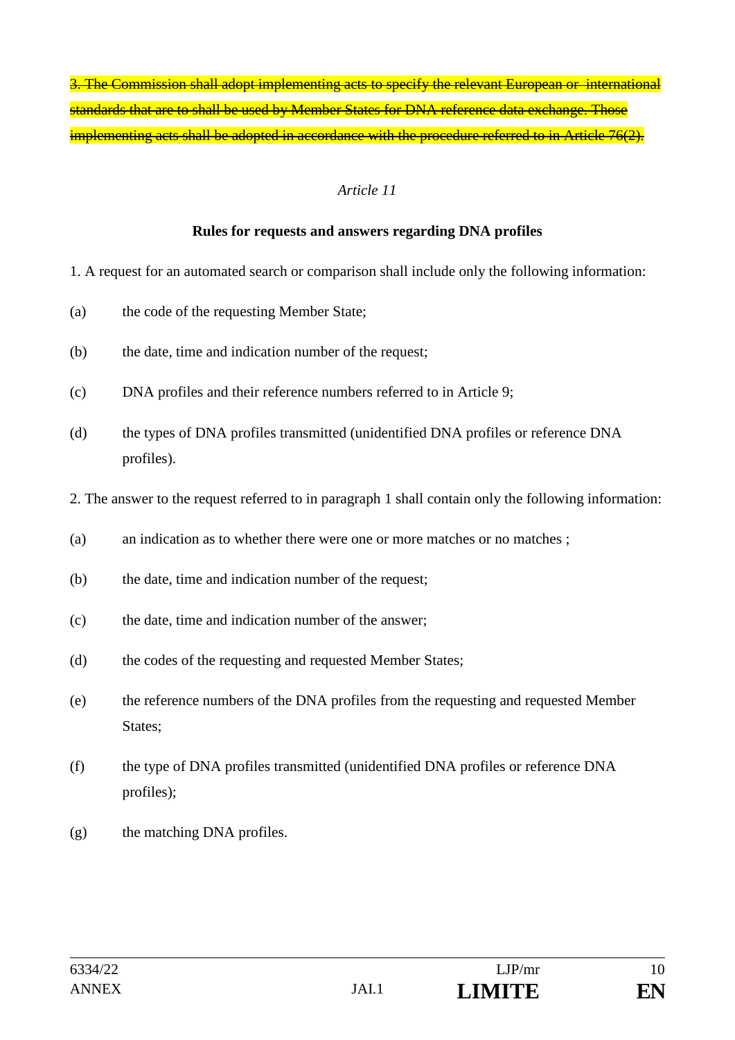~~3. The Commission shall adopt implementing acts to specify the relevant European or international standards that are to shall be used by Member States for DNA reference data exchange. Those implementing acts shall be adopted in accordance with the procedure referred to in Article 76(2).~~

*Article 11*

**Rules for requests and answers regarding DNA profiles**

1. A request for an automated search or comparison shall include only the following information:

(a) the code of the requesting Member State;

(b) the date, time and indication number of the request;

(c) DNA profiles and their reference numbers referred to in Article 9;

(d) the types of DNA profiles transmitted (unidentified DNA profiles or reference DNA profiles).

2. The answer to the request referred to in paragraph 1 shall contain only the following information:

(a) an indication as to whether there were one or more matches or no matches ;

(b) the date, time and indication number of the request;

(c) the date, time and indication number of the answer;

(d) the codes of the requesting and requested Member States;

(e) the reference numbers of the DNA profiles from the requesting and requested Member States;

(f) the type of DNA profiles transmitted (unidentified DNA profiles or reference DNA profiles);

(g) the matching DNA profiles.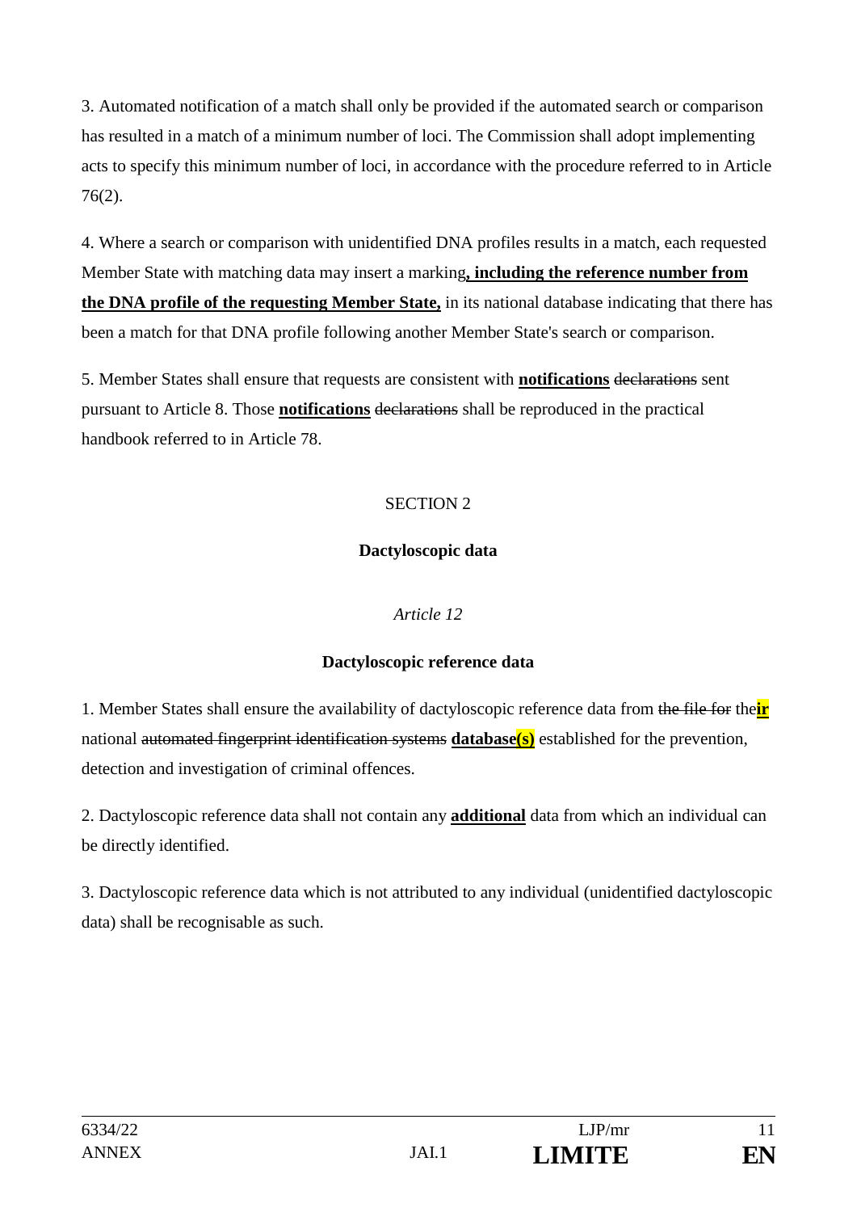3. Automated notification of a match shall only be provided if the automated search or comparison has resulted in a match of a minimum number of loci. The Commission shall adopt implementing acts to specify this minimum number of loci, in accordance with the procedure referred to in Article 76(2).

4. Where a search or comparison with unidentified DNA profiles results in a match, each requested Member State with matching data may insert a marking**, including the reference number from the DNA profile of the requesting Member State,** in its national database indicating that there has been a match for that DNA profile following another Member State's search or comparison.

5. Member States shall ensure that requests are consistent with **notifications** ~~declarations~~ sent pursuant to Article 8. Those **notifications** ~~declarations~~ shall be reproduced in the practical handbook referred to in Article 78.

SECTION 2

**Dactyloscopic data**

*Article 12*

**Dactyloscopic reference data**

1. Member States shall ensure the availability of dactyloscopic reference data from ~~the file for~~ the**ir** national ~~automated fingerprint identification systems~~ **database(s)** established for the prevention, detection and investigation of criminal offences.

2. Dactyloscopic reference data shall not contain any **additional** data from which an individual can be directly identified.

3. Dactyloscopic reference data which is not attributed to any individual (unidentified dactyloscopic data) shall be recognisable as such.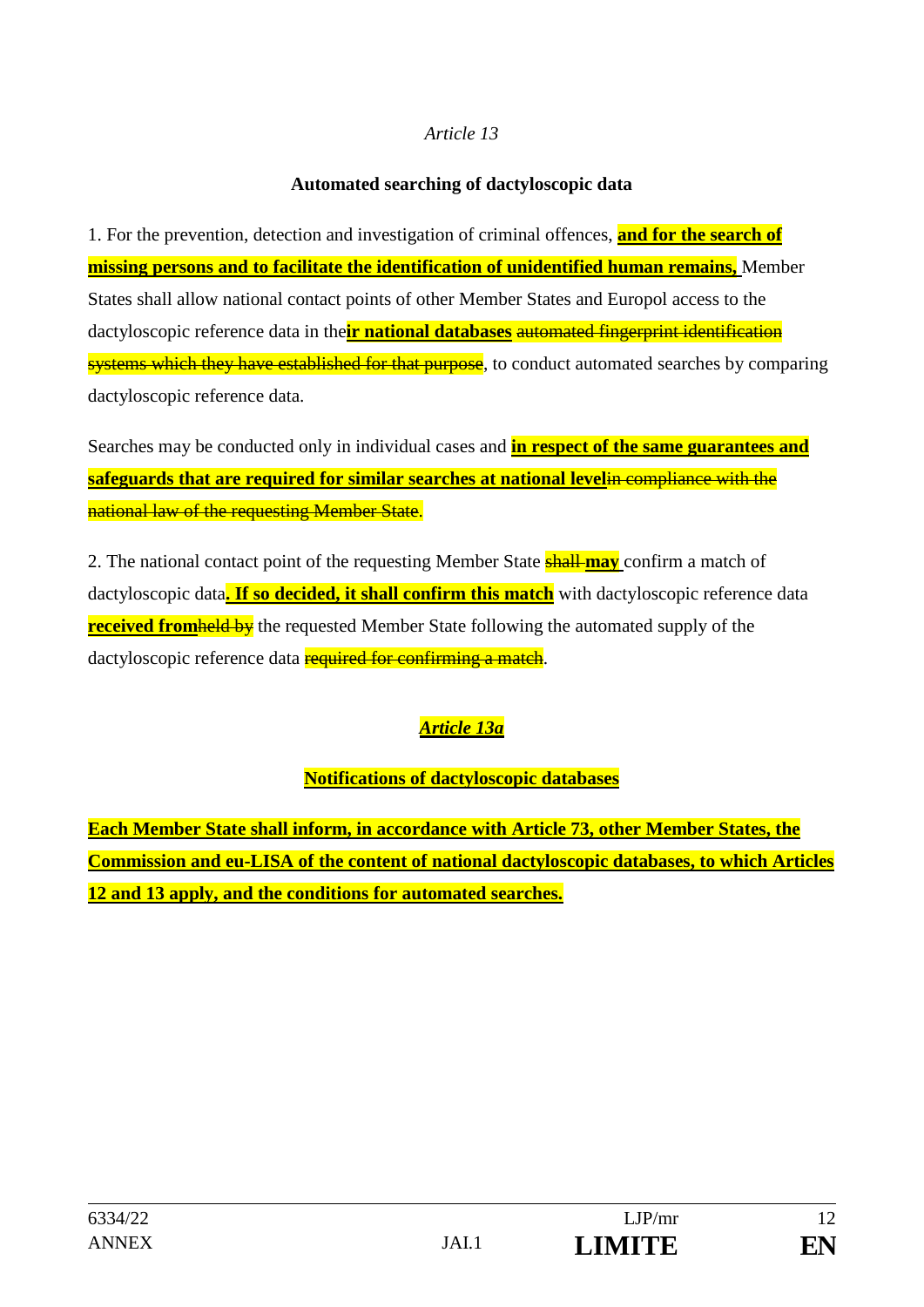*Article 13*

**Automated searching of dactyloscopic data**

1. For the prevention, detection and investigation of criminal offences, **and for the search of missing persons and to facilitate the identification of unidentified human remains,** Member States shall allow national contact points of other Member States and Europol access to the dactyloscopic reference data in the**ir national databases** ~~automated fingerprint identification systems which they have established for that purpose~~, to conduct automated searches by comparing dactyloscopic reference data.

Searches may be conducted only in individual cases and **in respect of the same guarantees and safeguards that are required for similar searches at national level**~~in compliance with the national law of the requesting Member State~~.

2. The national contact point of the requesting Member State ~~shall~~ **may** confirm a match of dactyloscopic data**. If so decided, it shall confirm this match** with dactyloscopic reference data **received from**~~held by~~ the requested Member State following the automated supply of the dactyloscopic reference data ~~required for confirming a match~~.

***Article 13a***

**Notifications of dactyloscopic databases**

**Each Member State shall inform, in accordance with Article 73, other Member States, the Commission and eu-LISA of the content of national dactyloscopic databases, to which Articles 12 and 13 apply, and the conditions for automated searches.**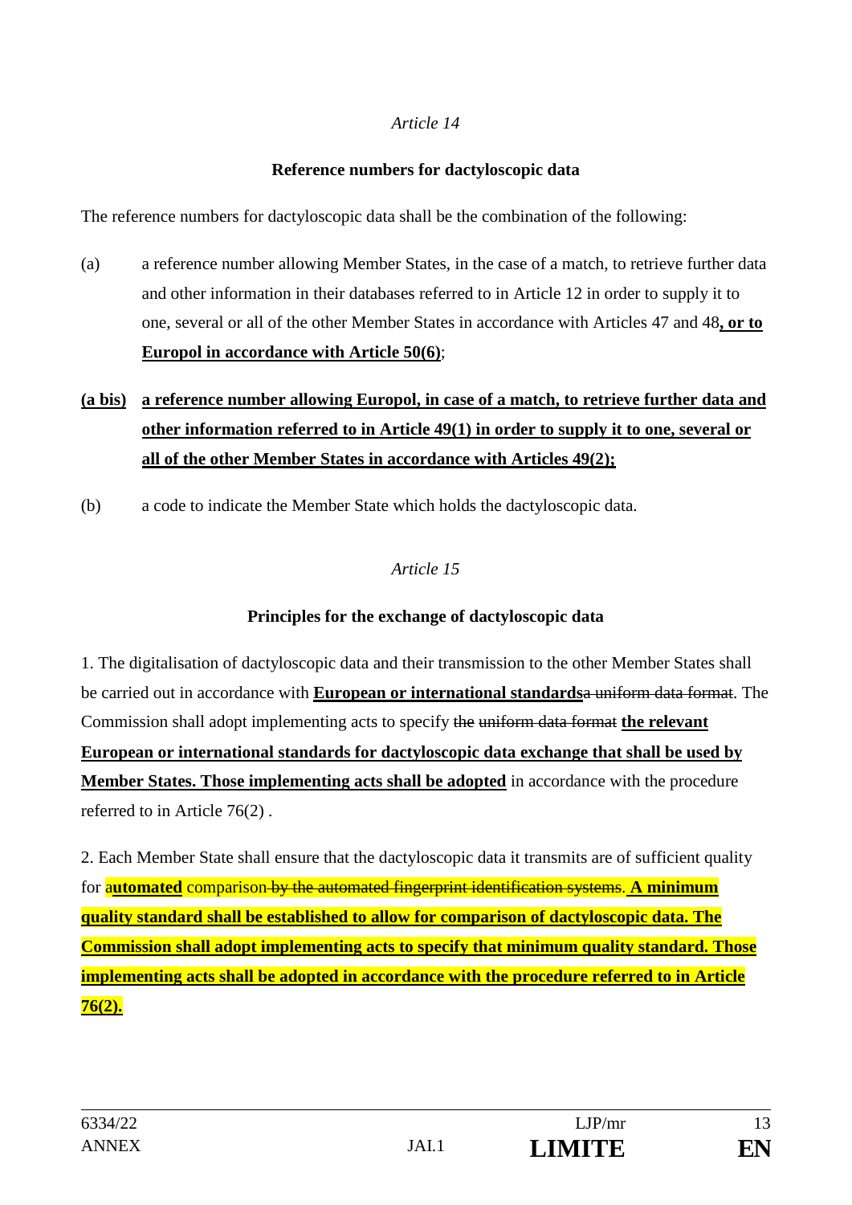*Article 14*

**Reference numbers for dactyloscopic data**

The reference numbers for dactyloscopic data shall be the combination of the following:

(a) a reference number allowing Member States, in the case of a match, to retrieve further data and other information in their databases referred to in Article 12 in order to supply it to one, several or all of the other Member States in accordance with Articles 47 and 48**, or to Europol in accordance with Article 50(6)**;

**(a bis) a reference number allowing Europol, in case of a match, to retrieve further data and other information referred to in Article 49(1) in order to supply it to one, several or all of the other Member States in accordance with Articles 49(2);**

(b) a code to indicate the Member State which holds the dactyloscopic data.

*Article 15*

**Principles for the exchange of dactyloscopic data**

1. The digitalisation of dactyloscopic data and their transmission to the other Member States shall be carried out in accordance with **European or international standards**~~a uniform data format~~. The Commission shall adopt implementing acts to specify ~~the uniform data format~~ **the relevant European or international standards for dactyloscopic data exchange that shall be used by Member States. Those implementing acts shall be adopted** in accordance with the procedure referred to in Article 76(2) .

2. Each Member State shall ensure that the dactyloscopic data it transmits are of sufficient quality for a**utomated** comparison~~ by the automated fingerprint identification systems~~. **A minimum quality standard shall be established to allow for comparison of dactyloscopic data. The Commission shall adopt implementing acts to specify that minimum quality standard. Those implementing acts shall be adopted in accordance with the procedure referred to in Article 76(2).**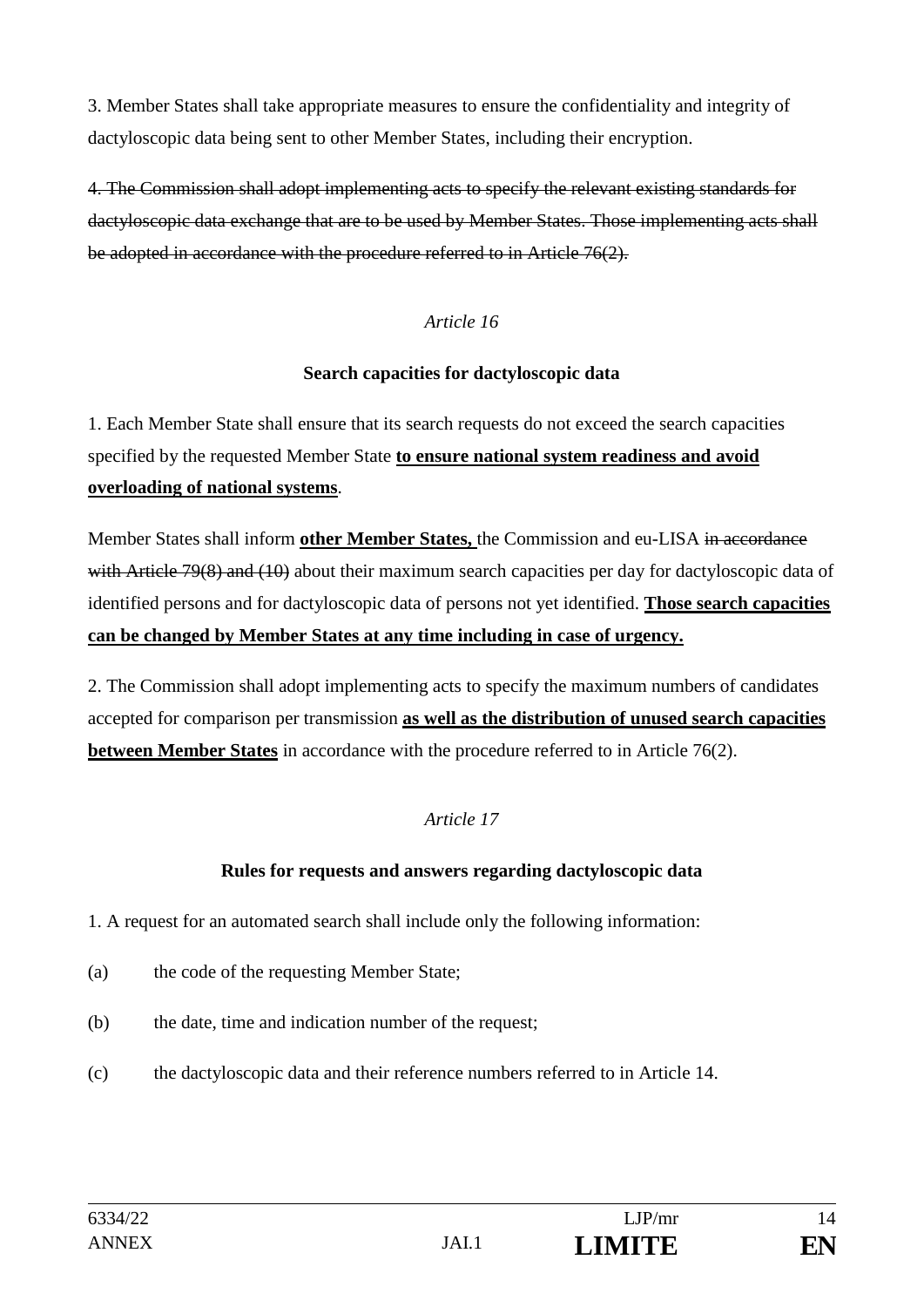3. Member States shall take appropriate measures to ensure the confidentiality and integrity of dactyloscopic data being sent to other Member States, including their encryption.

~~4. The Commission shall adopt implementing acts to specify the relevant existing standards for dactyloscopic data exchange that are to be used by Member States. Those implementing acts shall be adopted in accordance with the procedure referred to in Article 76(2).~~

*Article 16*

**Search capacities for dactyloscopic data**

1. Each Member State shall ensure that its search requests do not exceed the search capacities specified by the requested Member State **<u>to ensure national system readiness and avoid overloading of national systems</u>**.

Member States shall inform **<u>other Member States,</u>** the Commission and eu-LISA ~~in accordance with Article 79(8) and (10)~~ about their maximum search capacities per day for dactyloscopic data of identified persons and for dactyloscopic data of persons not yet identified. **<u>Those search capacities can be changed by Member States at any time including in case of urgency.</u>**

2. The Commission shall adopt implementing acts to specify the maximum numbers of candidates accepted for comparison per transmission **<u>as well as the distribution of unused search capacities between Member States</u>** in accordance with the procedure referred to in Article 76(2).

*Article 17*

**Rules for requests and answers regarding dactyloscopic data**

1. A request for an automated search shall include only the following information:

(a) the code of the requesting Member State;

(b) the date, time and indication number of the request;

(c) the dactyloscopic data and their reference numbers referred to in Article 14.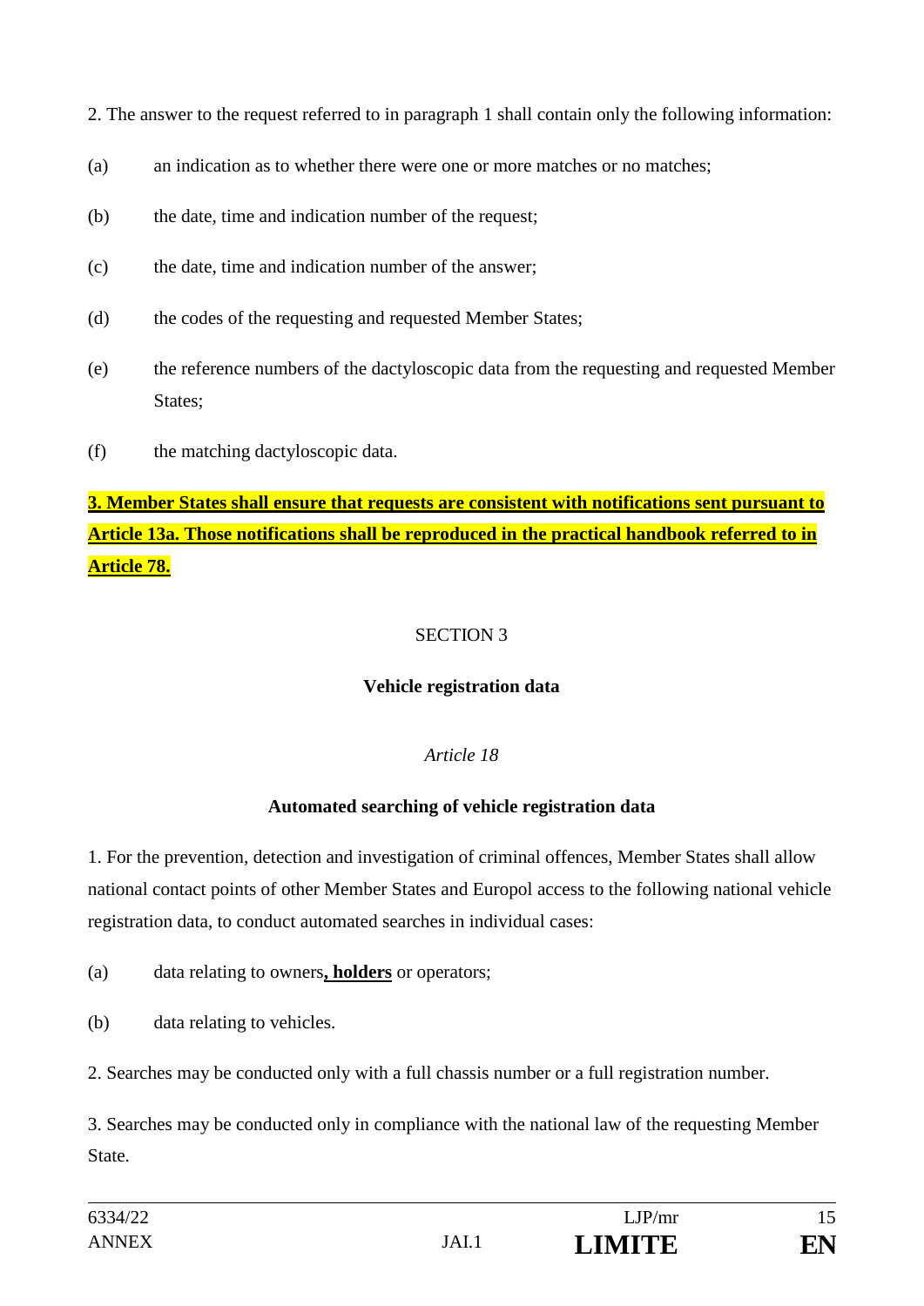2. The answer to the request referred to in paragraph 1 shall contain only the following information:

(a) an indication as to whether there were one or more matches or no matches;

(b) the date, time and indication number of the request;

(c) the date, time and indication number of the answer;

(d) the codes of the requesting and requested Member States;

(e) the reference numbers of the dactyloscopic data from the requesting and requested Member States;

(f) the matching dactyloscopic data.

**3. Member States shall ensure that requests are consistent with notifications sent pursuant to Article 13a. Those notifications shall be reproduced in the practical handbook referred to in Article 78.**

SECTION 3

**Vehicle registration data**

*Article 18*

**Automated searching of vehicle registration data**

1. For the prevention, detection and investigation of criminal offences, Member States shall allow national contact points of other Member States and Europol access to the following national vehicle registration data, to conduct automated searches in individual cases:

(a) data relating to owners**, holders** or operators;

(b) data relating to vehicles.

2. Searches may be conducted only with a full chassis number or a full registration number.

3. Searches may be conducted only in compliance with the national law of the requesting Member State.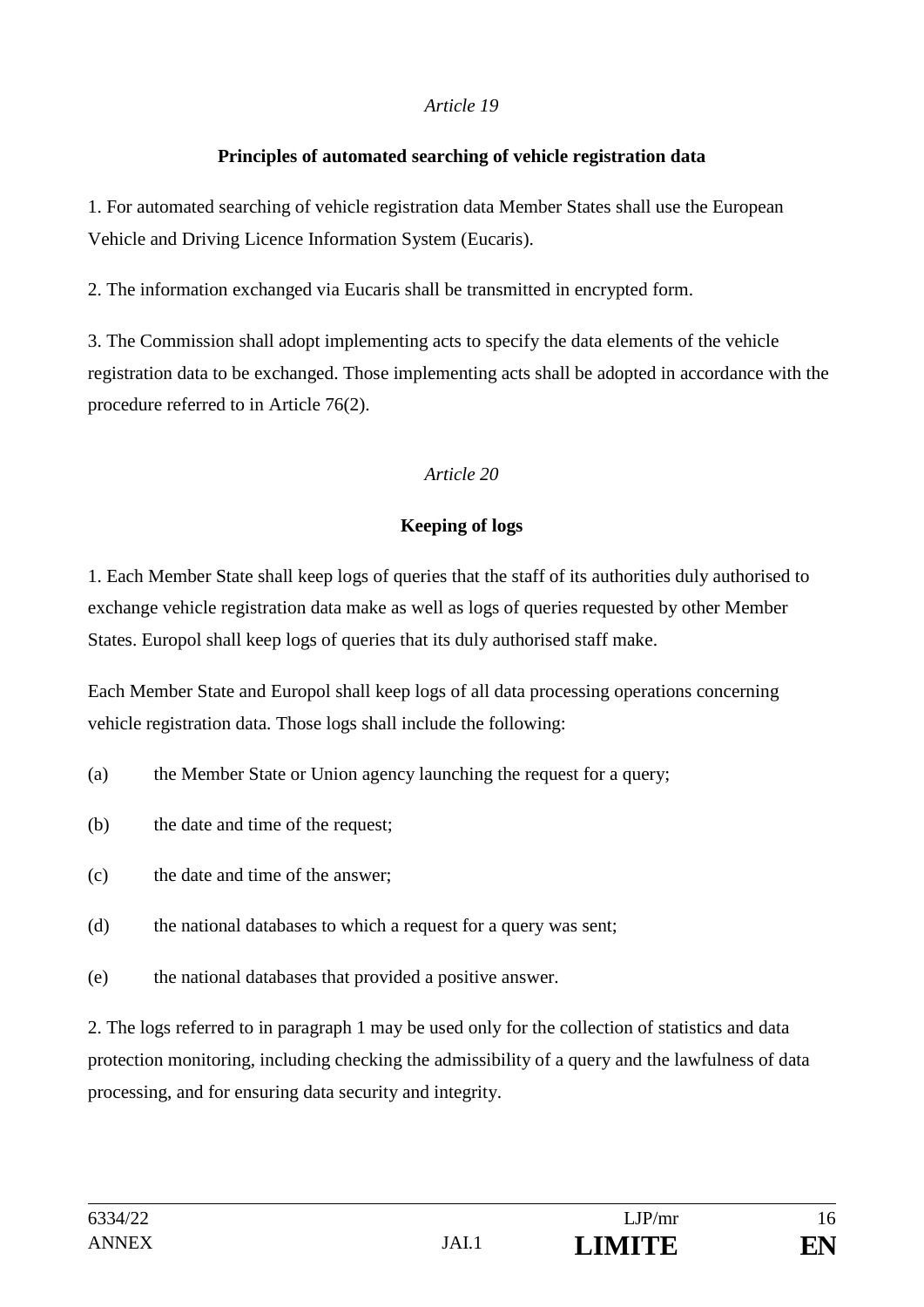*Article 19*

**Principles of automated searching of vehicle registration data**

1. For automated searching of vehicle registration data Member States shall use the European Vehicle and Driving Licence Information System (Eucaris).

2. The information exchanged via Eucaris shall be transmitted in encrypted form.

3. The Commission shall adopt implementing acts to specify the data elements of the vehicle registration data to be exchanged. Those implementing acts shall be adopted in accordance with the procedure referred to in Article 76(2).

*Article 20*

**Keeping of logs**

1. Each Member State shall keep logs of queries that the staff of its authorities duly authorised to exchange vehicle registration data make as well as logs of queries requested by other Member States. Europol shall keep logs of queries that its duly authorised staff make.

Each Member State and Europol shall keep logs of all data processing operations concerning vehicle registration data. Those logs shall include the following:

(a) the Member State or Union agency launching the request for a query;

(b) the date and time of the request;

(c) the date and time of the answer;

(d) the national databases to which a request for a query was sent;

(e) the national databases that provided a positive answer.

2. The logs referred to in paragraph 1 may be used only for the collection of statistics and data protection monitoring, including checking the admissibility of a query and the lawfulness of data processing, and for ensuring data security and integrity.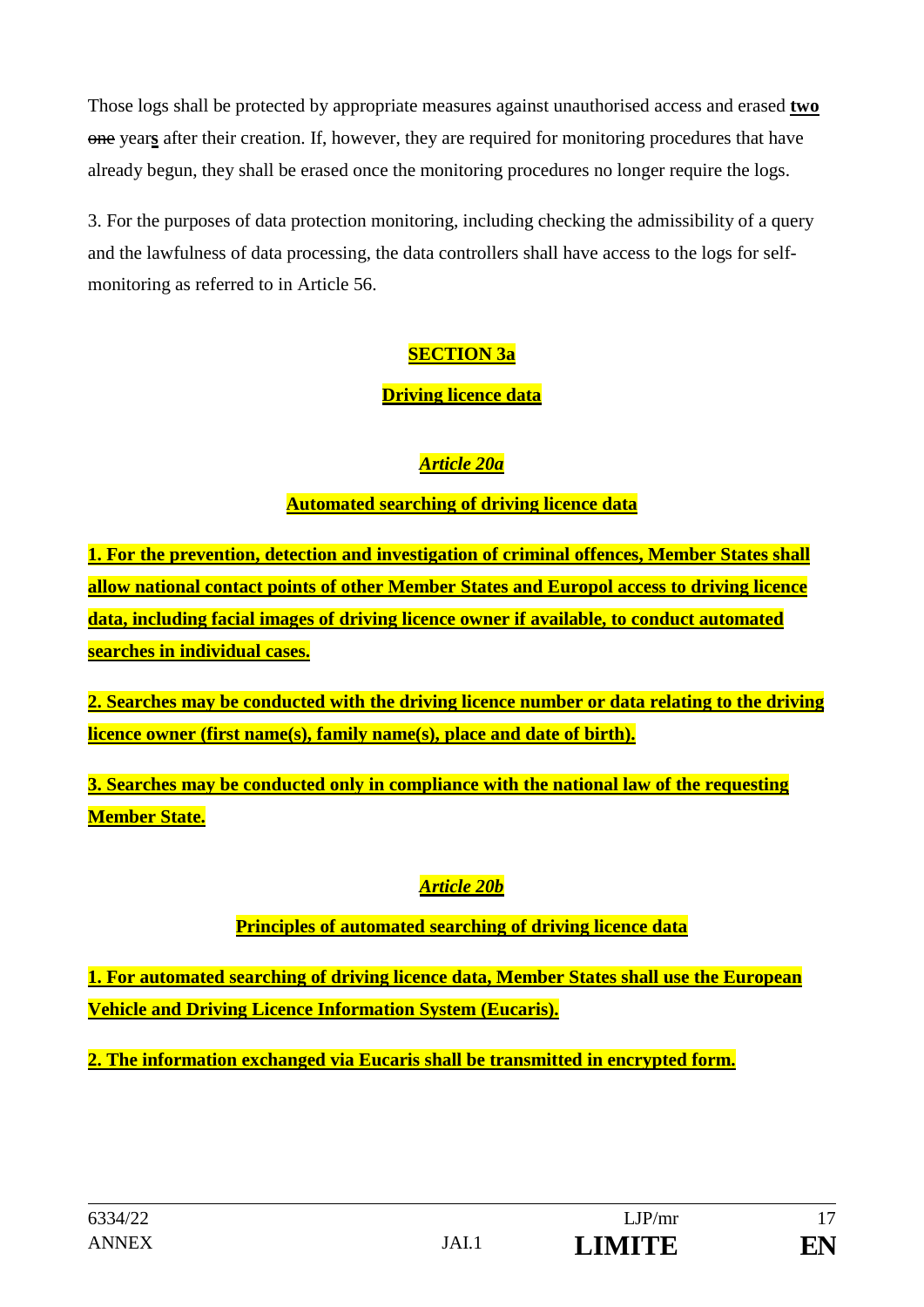Those logs shall be protected by appropriate measures against unauthorised access and erased **two** ~~one~~ year**s** after their creation. If, however, they are required for monitoring procedures that have already begun, they shall be erased once the monitoring procedures no longer require the logs.

3. For the purposes of data protection monitoring, including checking the admissibility of a query and the lawfulness of data processing, the data controllers shall have access to the logs for self-monitoring as referred to in Article 56.

## **SECTION 3a**

## **Driving licence data**

### ***Article 20a***

### **Automated searching of driving licence data**

**1. For the prevention, detection and investigation of criminal offences, Member States shall allow national contact points of other Member States and Europol access to driving licence data, including facial images of driving licence owner if available, to conduct automated searches in individual cases.**

**2. Searches may be conducted with the driving licence number or data relating to the driving licence owner (first name(s), family name(s), place and date of birth).**

**3. Searches may be conducted only in compliance with the national law of the requesting Member State.**

### ***Article 20b***

### **Principles of automated searching of driving licence data**

**1. For automated searching of driving licence data, Member States shall use the European Vehicle and Driving Licence Information System (Eucaris).**

**2. The information exchanged via Eucaris shall be transmitted in encrypted form.**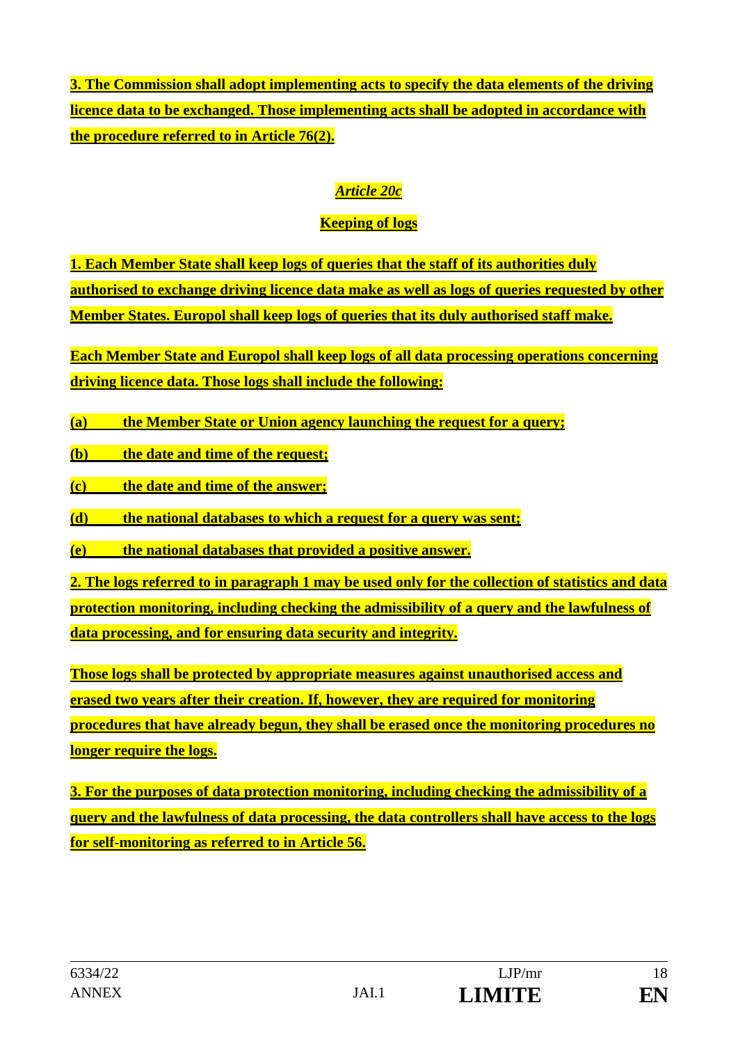**3. The Commission shall adopt implementing acts to specify the data elements of the driving licence data to be exchanged. Those implementing acts shall be adopted in accordance with the procedure referred to in Article 76(2).**

***Article 20c***

**Keeping of logs**

**1. Each Member State shall keep logs of queries that the staff of its authorities duly authorised to exchange driving licence data make as well as logs of queries requested by other Member States. Europol shall keep logs of queries that its duly authorised staff make.**

**Each Member State and Europol shall keep logs of all data processing operations concerning driving licence data. Those logs shall include the following:**

**(a) the Member State or Union agency launching the request for a query;**

**(b) the date and time of the request;**

**(c) the date and time of the answer;**

**(d) the national databases to which a request for a query was sent;**

**(e) the national databases that provided a positive answer.**

**2. The logs referred to in paragraph 1 may be used only for the collection of statistics and data protection monitoring, including checking the admissibility of a query and the lawfulness of data processing, and for ensuring data security and integrity.**

**Those logs shall be protected by appropriate measures against unauthorised access and erased two years after their creation. If, however, they are required for monitoring procedures that have already begun, they shall be erased once the monitoring procedures no longer require the logs.**

**3. For the purposes of data protection monitoring, including checking the admissibility of a query and the lawfulness of data processing, the data controllers shall have access to the logs for self-monitoring as referred to in Article 56.**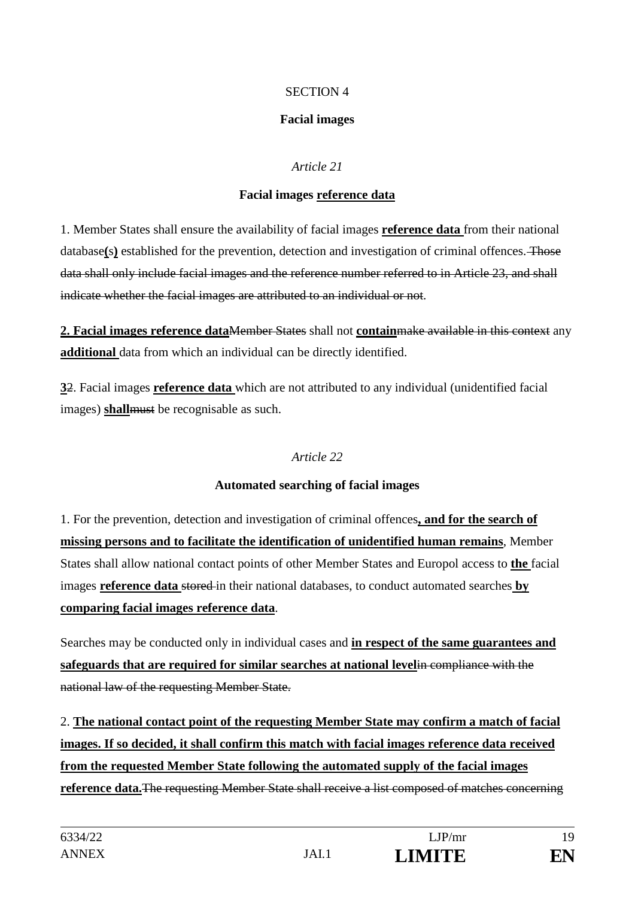SECTION 4

**Facial images**

*Article 21*

**Facial images reference data**

1. Member States shall ensure the availability of facial images **reference data** from their national database**(**s**)** established for the prevention, detection and investigation of criminal offences. ~~Those data shall only include facial images and the reference number referred to in Article 23, and shall indicate whether the facial images are attributed to an individual or not~~.

**2. Facial images reference data**~~Member States~~ shall not **contain**~~make available in this context~~ any **additional** data from which an individual can be directly identified.

**3**~~2~~. Facial images **reference data** which are not attributed to any individual (unidentified facial images) **shall**~~must~~ be recognisable as such.

*Article 22*

**Automated searching of facial images**

1. For the prevention, detection and investigation of criminal offences**, and for the search of missing persons and to facilitate the identification of unidentified human remains**, Member States shall allow national contact points of other Member States and Europol access to **the** facial images **reference data** ~~stored~~ in their national databases, to conduct automated searches **by comparing facial images reference data**.

Searches may be conducted only in individual cases and **in respect of the same guarantees and safeguards that are required for similar searches at national level**~~in compliance with the national law of the requesting Member State.~~

2. **The national contact point of the requesting Member State may confirm a match of facial images. If so decided, it shall confirm this match with facial images reference data received from the requested Member State following the automated supply of the facial images reference data.**~~The requesting Member State shall receive a list composed of matches concerning~~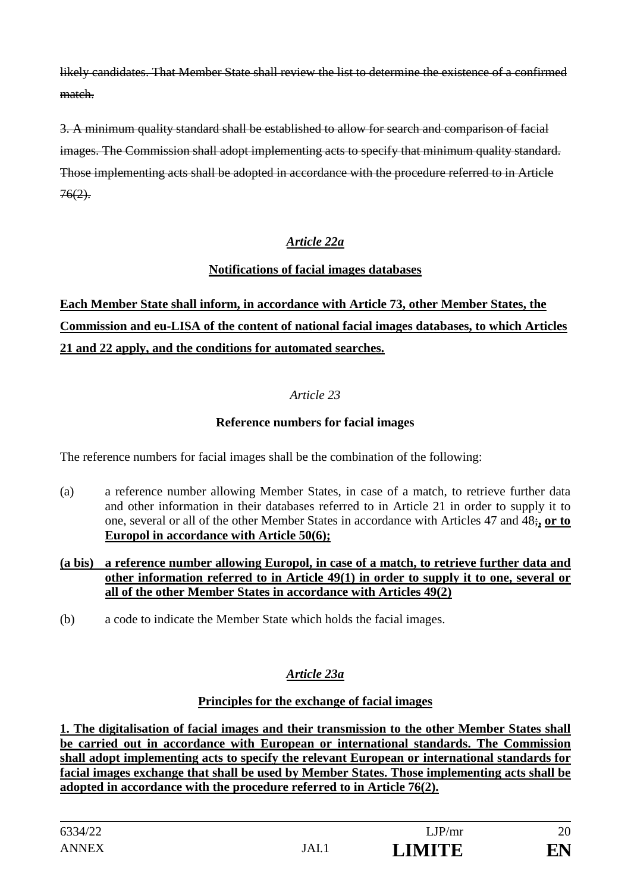~~likely candidates. That Member State shall review the list to determine the existence of a confirmed match.~~

~~3. A minimum quality standard shall be established to allow for search and comparison of facial images. The Commission shall adopt implementing acts to specify that minimum quality standard. Those implementing acts shall be adopted in accordance with the procedure referred to in Article 76(2).~~

*Article 22a*

**Notifications of facial images databases**

**Each Member State shall inform, in accordance with Article 73, other Member States, the Commission and eu-LISA of the content of national facial images databases, to which Articles 21 and 22 apply, and the conditions for automated searches.**

*Article 23*

**Reference numbers for facial images**

The reference numbers for facial images shall be the combination of the following:

(a) a reference number allowing Member States, in case of a match, to retrieve further data and other information in their databases referred to in Article 21 in order to supply it to one, several or all of the other Member States in accordance with Articles 47 and 48~~;~~**, or to Europol in accordance with Article 50(6);**

**(a bis) a reference number allowing Europol, in case of a match, to retrieve further data and other information referred to in Article 49(1) in order to supply it to one, several or all of the other Member States in accordance with Articles 49(2)**

(b) a code to indicate the Member State which holds the facial images.

*Article 23a*

**Principles for the exchange of facial images**

**1. The digitalisation of facial images and their transmission to the other Member States shall be carried out in accordance with European or international standards. The Commission shall adopt implementing acts to specify the relevant European or international standards for facial images exchange that shall be used by Member States. Those implementing acts shall be adopted in accordance with the procedure referred to in Article 76(2).**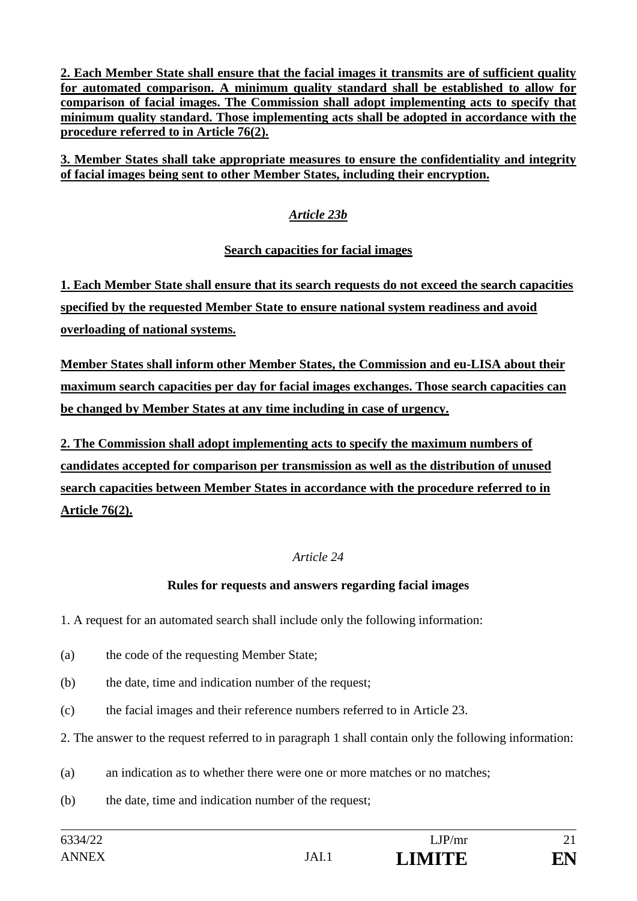**2. Each Member State shall ensure that the facial images it transmits are of sufficient quality for automated comparison. A minimum quality standard shall be established to allow for comparison of facial images. The Commission shall adopt implementing acts to specify that minimum quality standard. Those implementing acts shall be adopted in accordance with the procedure referred to in Article 76(2).**

**3. Member States shall take appropriate measures to ensure the confidentiality and integrity of facial images being sent to other Member States, including their encryption.**

*Article 23b*

**Search capacities for facial images**

**1. Each Member State shall ensure that its search requests do not exceed the search capacities specified by the requested Member State to ensure national system readiness and avoid overloading of national systems.**

**Member States shall inform other Member States, the Commission and eu-LISA about their maximum search capacities per day for facial images exchanges. Those search capacities can be changed by Member States at any time including in case of urgency.**

**2. The Commission shall adopt implementing acts to specify the maximum numbers of candidates accepted for comparison per transmission as well as the distribution of unused search capacities between Member States in accordance with the procedure referred to in Article 76(2).**

*Article 24*

**Rules for requests and answers regarding facial images**

1. A request for an automated search shall include only the following information:

(a) the code of the requesting Member State;

(b) the date, time and indication number of the request;

(c) the facial images and their reference numbers referred to in Article 23.

2. The answer to the request referred to in paragraph 1 shall contain only the following information:

(a) an indication as to whether there were one or more matches or no matches;

(b) the date, time and indication number of the request;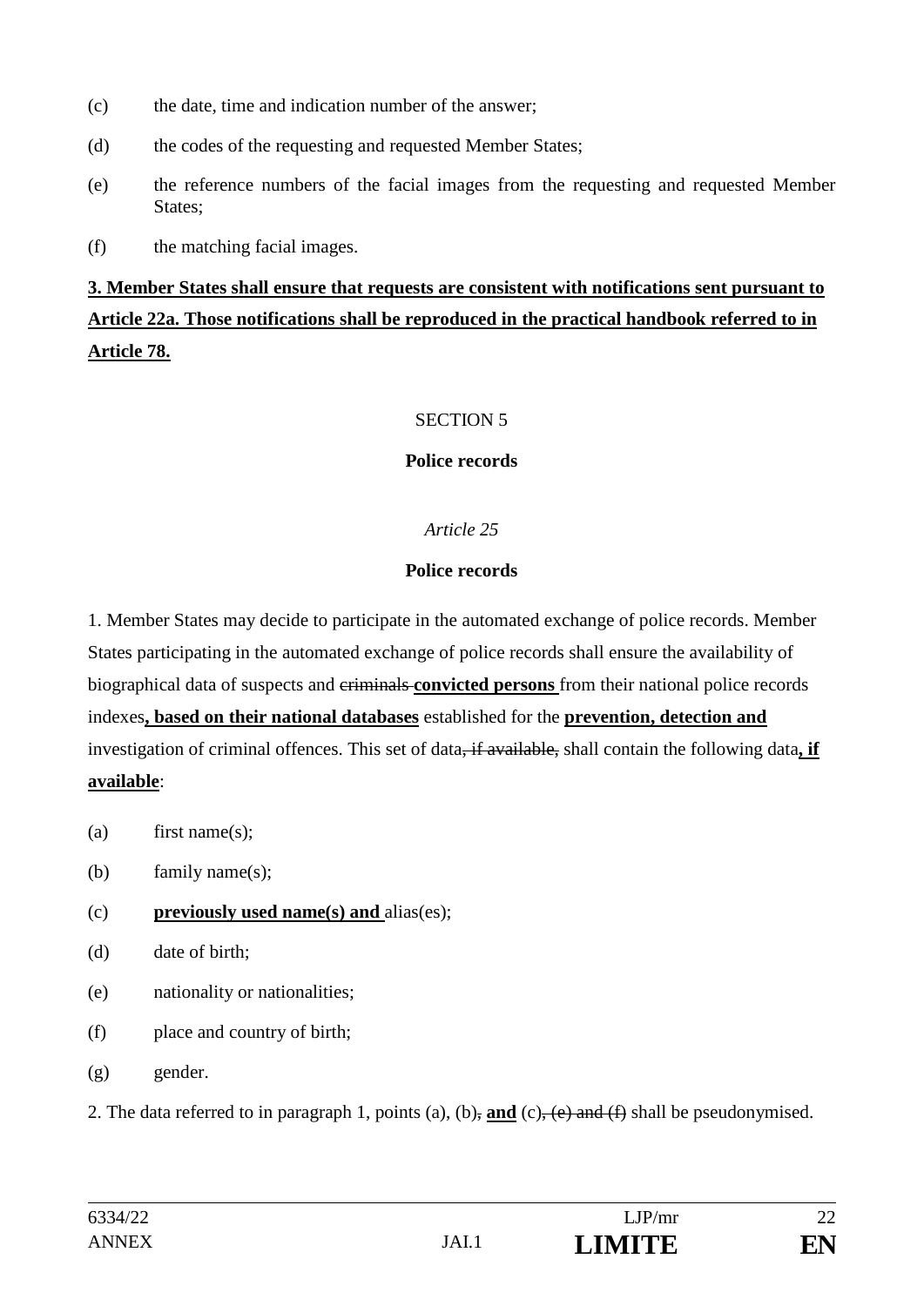(c) the date, time and indication number of the answer;

(d) the codes of the requesting and requested Member States;

(e) the reference numbers of the facial images from the requesting and requested Member States;

(f) the matching facial images.

**3. Member States shall ensure that requests are consistent with notifications sent pursuant to Article 22a. Those notifications shall be reproduced in the practical handbook referred to in Article 78.**

SECTION 5

**Police records**

*Article 25*

**Police records**

1. Member States may decide to participate in the automated exchange of police records. Member States participating in the automated exchange of police records shall ensure the availability of biographical data of suspects and ~~criminals~~ **convicted persons** from their national police records indexes**, based on their national databases** established for the **prevention, detection and** investigation of criminal offences. This set of data~~, if available,~~ shall contain the following data**, if available**:

(a) first name(s);

(b) family name(s);

(c) **previously used name(s) and** alias(es);

(d) date of birth;

(e) nationality or nationalities;

(f) place and country of birth;

(g) gender.

2. The data referred to in paragraph 1, points (a), (b)~~,~~ **and** (c)~~, (e) and (f)~~ shall be pseudonymised.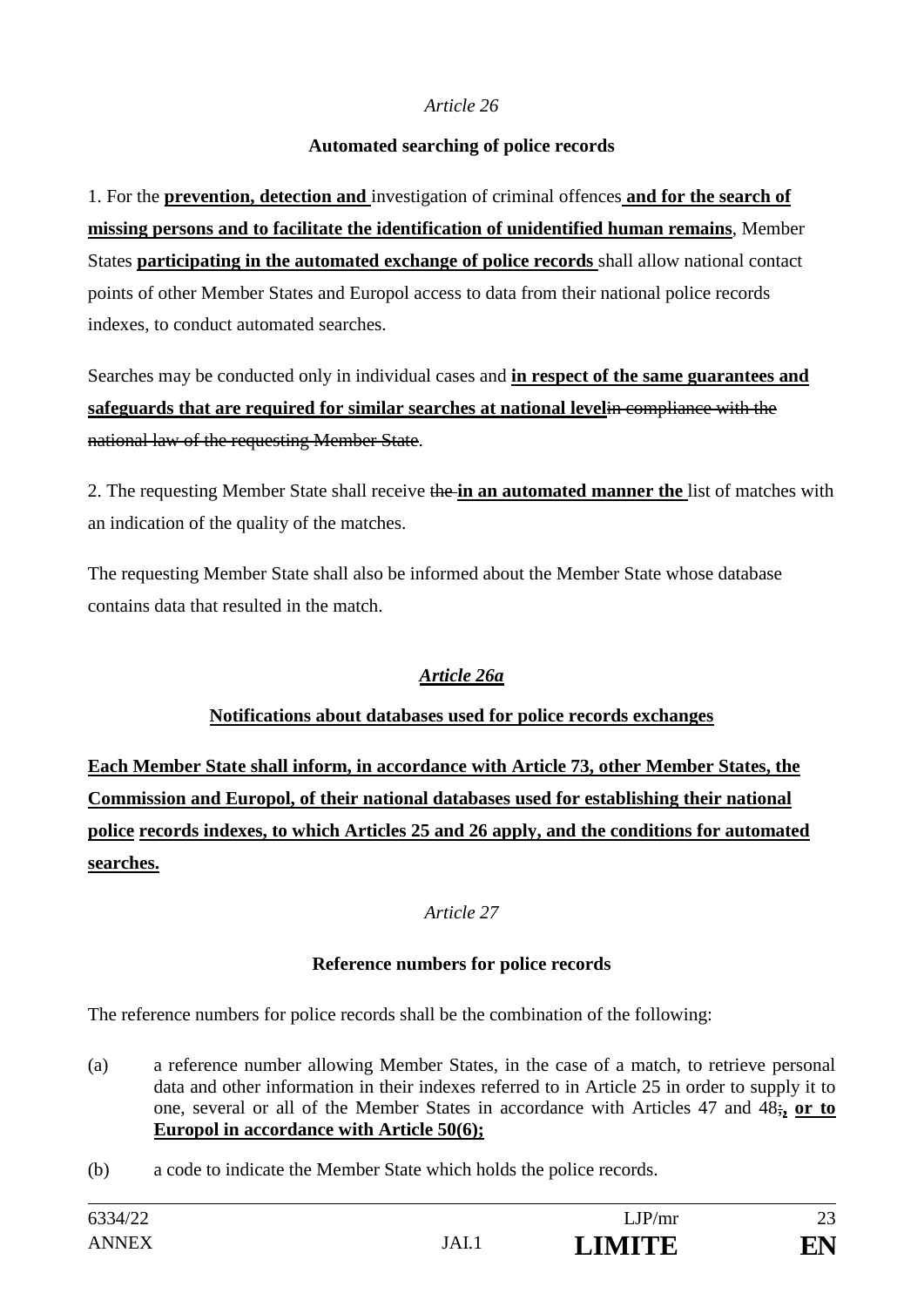*Article 26*

**Automated searching of police records**

1. For the **prevention, detection and** investigation of criminal offences **and for the search of missing persons and to facilitate the identification of unidentified human remains**, Member States **participating in the automated exchange of police records** shall allow national contact points of other Member States and Europol access to data from their national police records indexes, to conduct automated searches.

Searches may be conducted only in individual cases and **in respect of the same guarantees and safeguards that are required for similar searches at national level**~~in compliance with the national law of the requesting Member State~~.

2. The requesting Member State shall receive ~~the~~ **in an automated manner the** list of matches with an indication of the quality of the matches.

The requesting Member State shall also be informed about the Member State whose database contains data that resulted in the match.

***Article 26a***

**Notifications about databases used for police records exchanges**

**Each Member State shall inform, in accordance with Article 73, other Member States, the Commission and Europol, of their national databases used for establishing their national police records indexes, to which Articles 25 and 26 apply, and the conditions for automated searches.**

*Article 27*

**Reference numbers for police records**

The reference numbers for police records shall be the combination of the following:

(a) a reference number allowing Member States, in the case of a match, to retrieve personal data and other information in their indexes referred to in Article 25 in order to supply it to one, several or all of the Member States in accordance with Articles 47 and 48~~;~~**, or to Europol in accordance with Article 50(6);**

(b) a code to indicate the Member State which holds the police records.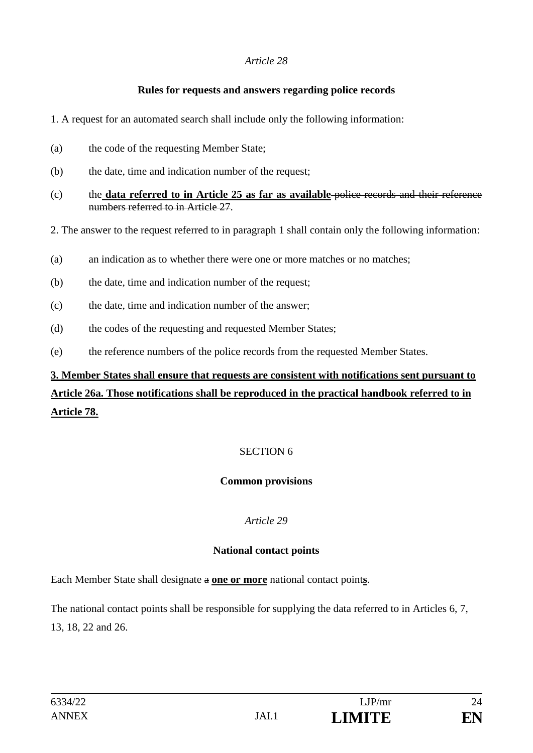*Article 28*

**Rules for requests and answers regarding police records**

1. A request for an automated search shall include only the following information:

(a) the code of the requesting Member State;

(b) the date, time and indication number of the request;

(c) the **data referred to in Article 25 as far as available** ~~police records and their reference numbers referred to in Article 27~~.

2. The answer to the request referred to in paragraph 1 shall contain only the following information:

(a) an indication as to whether there were one or more matches or no matches;

(b) the date, time and indication number of the request;

(c) the date, time and indication number of the answer;

(d) the codes of the requesting and requested Member States;

(e) the reference numbers of the police records from the requested Member States.

**3. Member States shall ensure that requests are consistent with notifications sent pursuant to Article 26a. Those notifications shall be reproduced in the practical handbook referred to in Article 78.**

SECTION 6

**Common provisions**

*Article 29*

**National contact points**

Each Member State shall designate ~~a~~ **one or more** national contact point**s**.

The national contact points shall be responsible for supplying the data referred to in Articles 6, 7, 13, 18, 22 and 26.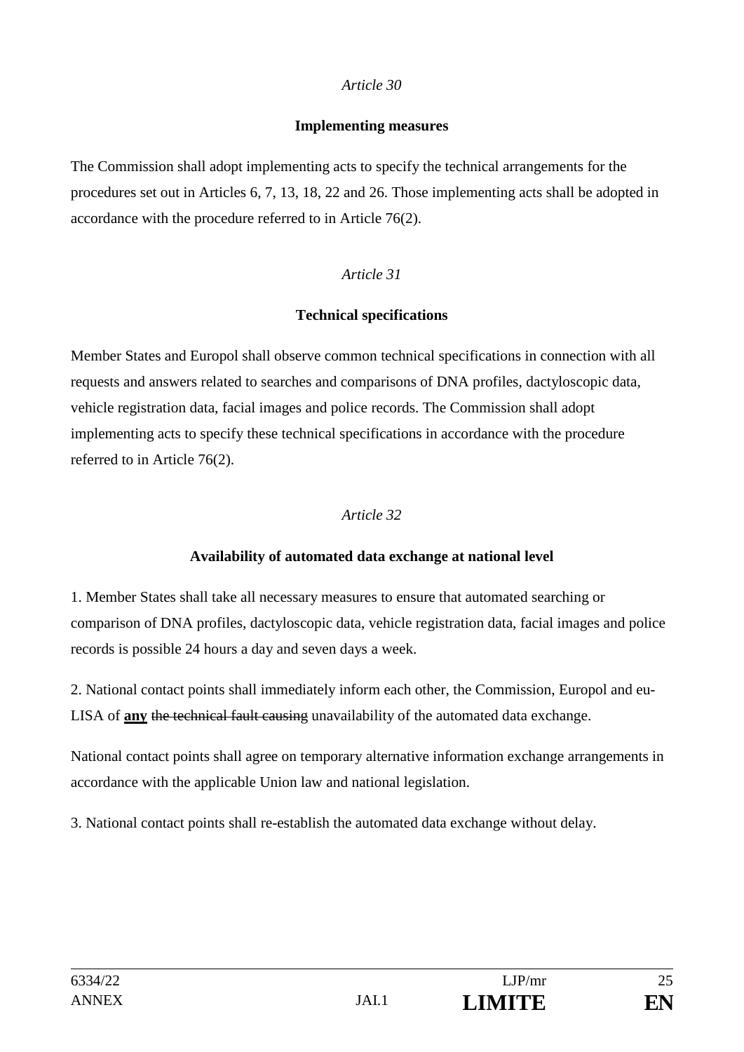*Article 30*

**Implementing measures**

The Commission shall adopt implementing acts to specify the technical arrangements for the procedures set out in Articles 6, 7, 13, 18, 22 and 26. Those implementing acts shall be adopted in accordance with the procedure referred to in Article 76(2).

*Article 31*

**Technical specifications**

Member States and Europol shall observe common technical specifications in connection with all requests and answers related to searches and comparisons of DNA profiles, dactyloscopic data, vehicle registration data, facial images and police records. The Commission shall adopt implementing acts to specify these technical specifications in accordance with the procedure referred to in Article 76(2).

*Article 32*

**Availability of automated data exchange at national level**

1. Member States shall take all necessary measures to ensure that automated searching or comparison of DNA profiles, dactyloscopic data, vehicle registration data, facial images and police records is possible 24 hours a day and seven days a week.

2. National contact points shall immediately inform each other, the Commission, Europol and eu-LISA of **<u>any</u>** ~~the technical fault causing~~ unavailability of the automated data exchange.

National contact points shall agree on temporary alternative information exchange arrangements in accordance with the applicable Union law and national legislation.

3. National contact points shall re-establish the automated data exchange without delay.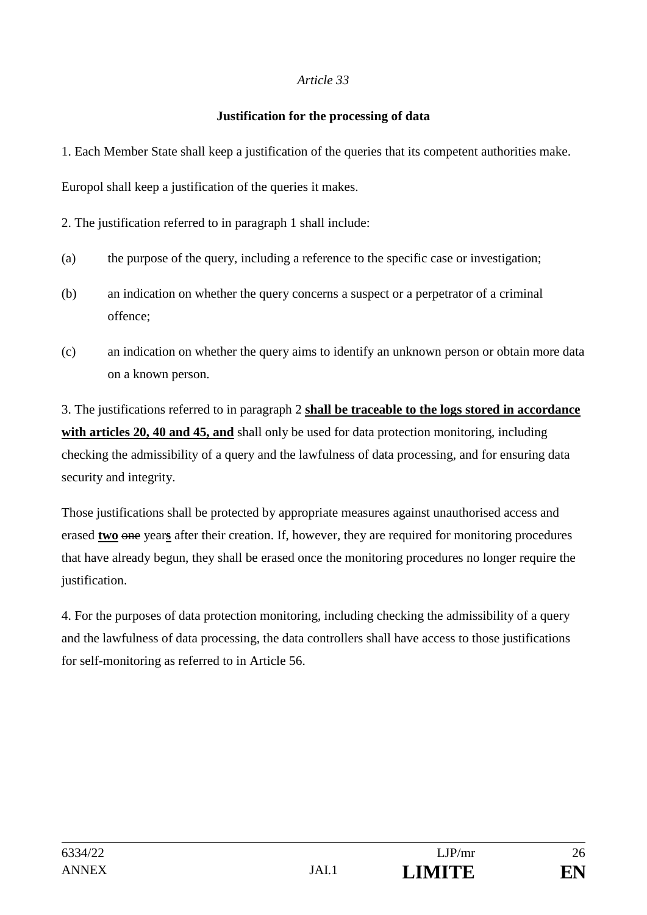*Article 33*

**Justification for the processing of data**

1. Each Member State shall keep a justification of the queries that its competent authorities make.

Europol shall keep a justification of the queries it makes.

2. The justification referred to in paragraph 1 shall include:

(a) the purpose of the query, including a reference to the specific case or investigation;

(b) an indication on whether the query concerns a suspect or a perpetrator of a criminal offence;

(c) an indication on whether the query aims to identify an unknown person or obtain more data on a known person.

3. The justifications referred to in paragraph 2 <u>**shall be traceable to the logs stored in accordance with articles 20, 40 and 45, and**</u> shall only be used for data protection monitoring, including checking the admissibility of a query and the lawfulness of data processing, and for ensuring data security and integrity.

Those justifications shall be protected by appropriate measures against unauthorised access and erased <u>**two**</u> ~~one~~ year<u>**s**</u> after their creation. If, however, they are required for monitoring procedures that have already begun, they shall be erased once the monitoring procedures no longer require the justification.

4. For the purposes of data protection monitoring, including checking the admissibility of a query and the lawfulness of data processing, the data controllers shall have access to those justifications for self-monitoring as referred to in Article 56.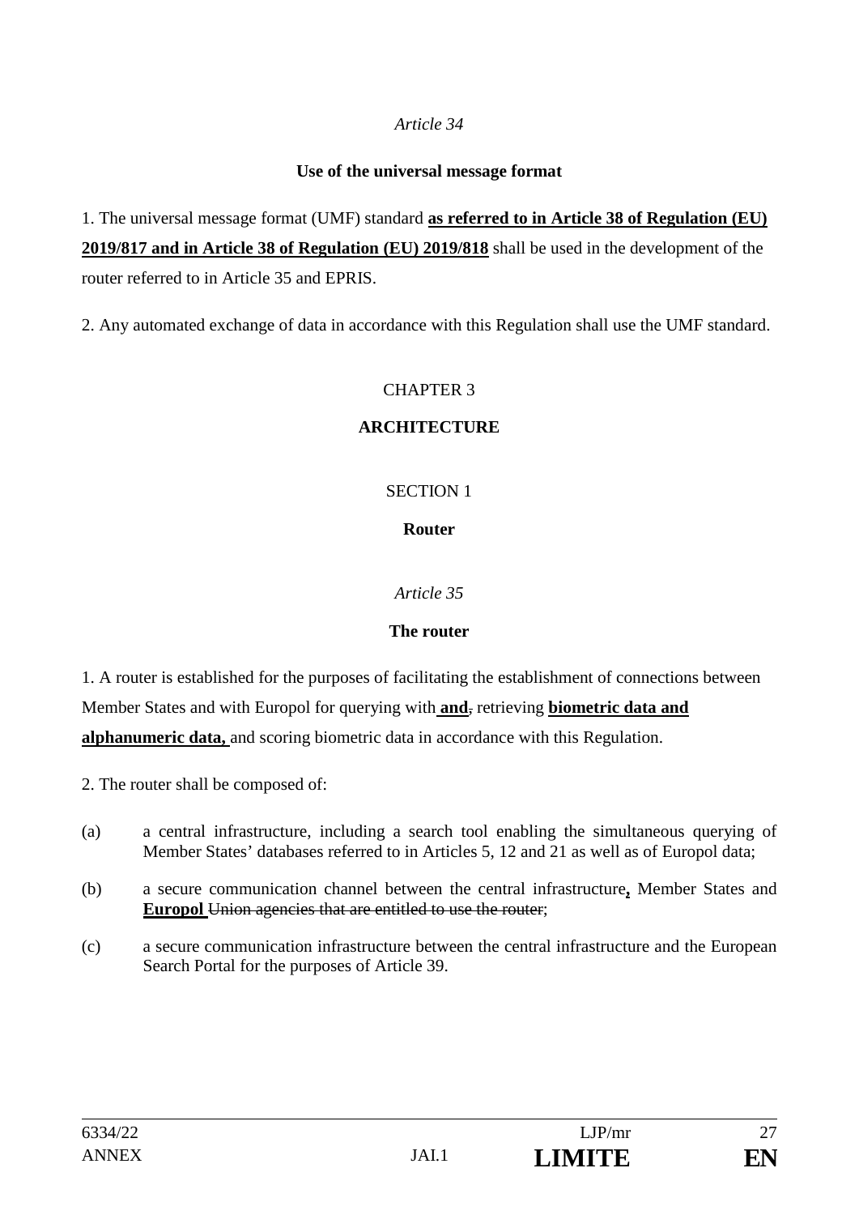*Article 34*

**Use of the universal message format**

1. The universal message format (UMF) standard **as referred to in Article 38 of Regulation (EU) 2019/817 and in Article 38 of Regulation (EU) 2019/818** shall be used in the development of the router referred to in Article 35 and EPRIS.

2. Any automated exchange of data in accordance with this Regulation shall use the UMF standard.

CHAPTER 3

**ARCHITECTURE**

SECTION 1

**Router**

*Article 35*

**The router**

1. A router is established for the purposes of facilitating the establishment of connections between Member States and with Europol for querying with **and**~~,~~ retrieving **biometric data and alphanumeric data,** and scoring biometric data in accordance with this Regulation.

2. The router shall be composed of:

(a) a central infrastructure, including a search tool enabling the simultaneous querying of Member States' databases referred to in Articles 5, 12 and 21 as well as of Europol data;

(b) a secure communication channel between the central infrastructure**,** Member States and **Europol** ~~Union agencies that are entitled to use the router~~;

(c) a secure communication infrastructure between the central infrastructure and the European Search Portal for the purposes of Article 39.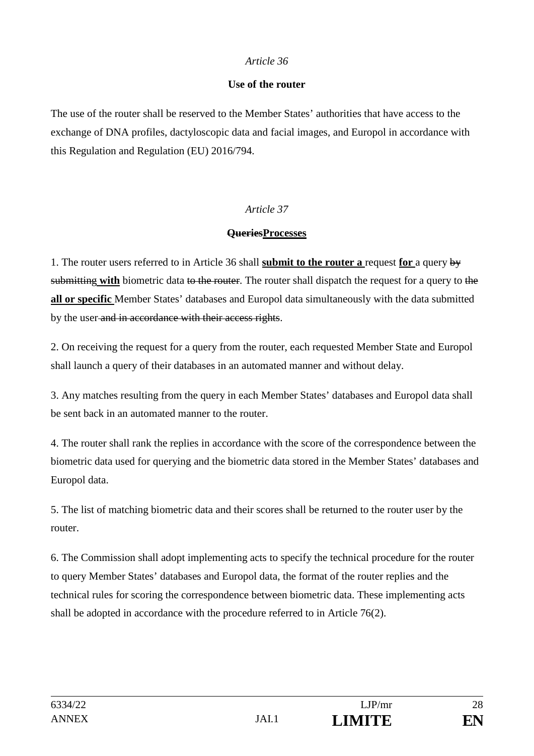*Article 36*

**Use of the router**

The use of the router shall be reserved to the Member States' authorities that have access to the exchange of DNA profiles, dactyloscopic data and facial images, and Europol in accordance with this Regulation and Regulation (EU) 2016/794.

*Article 37*

**~~Queries~~Processes**

1. The router users referred to in Article 36 shall **submit to the router a** request **for** a query ~~by submitting~~ **with** biometric data ~~to the router~~. The router shall dispatch the request for a query to ~~the~~ **all or specific** Member States' databases and Europol data simultaneously with the data submitted by the user ~~and in accordance with their access rights~~.

2. On receiving the request for a query from the router, each requested Member State and Europol shall launch a query of their databases in an automated manner and without delay.

3. Any matches resulting from the query in each Member States' databases and Europol data shall be sent back in an automated manner to the router.

4. The router shall rank the replies in accordance with the score of the correspondence between the biometric data used for querying and the biometric data stored in the Member States' databases and Europol data.

5. The list of matching biometric data and their scores shall be returned to the router user by the router.

6. The Commission shall adopt implementing acts to specify the technical procedure for the router to query Member States' databases and Europol data, the format of the router replies and the technical rules for scoring the correspondence between biometric data. These implementing acts shall be adopted in accordance with the procedure referred to in Article 76(2).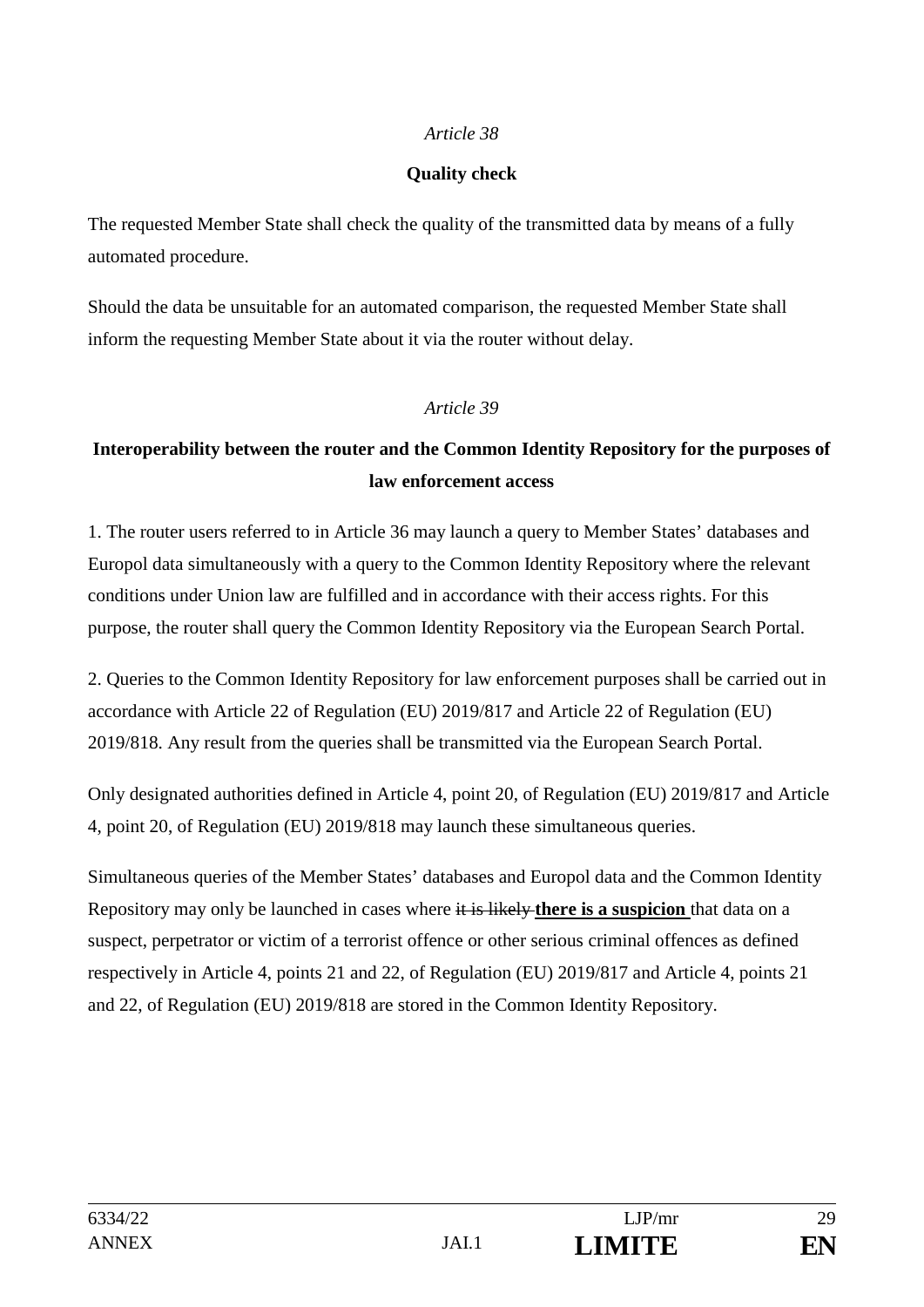*Article 38*

**Quality check**

The requested Member State shall check the quality of the transmitted data by means of a fully automated procedure.

Should the data be unsuitable for an automated comparison, the requested Member State shall inform the requesting Member State about it via the router without delay.

*Article 39*

**Interoperability between the router and the Common Identity Repository for the purposes of law enforcement access**

1. The router users referred to in Article 36 may launch a query to Member States' databases and Europol data simultaneously with a query to the Common Identity Repository where the relevant conditions under Union law are fulfilled and in accordance with their access rights. For this purpose, the router shall query the Common Identity Repository via the European Search Portal.

2. Queries to the Common Identity Repository for law enforcement purposes shall be carried out in accordance with Article 22 of Regulation (EU) 2019/817 and Article 22 of Regulation (EU) 2019/818. Any result from the queries shall be transmitted via the European Search Portal.

Only designated authorities defined in Article 4, point 20, of Regulation (EU) 2019/817 and Article 4, point 20, of Regulation (EU) 2019/818 may launch these simultaneous queries.

Simultaneous queries of the Member States' databases and Europol data and the Common Identity Repository may only be launched in cases where ~~it is likely~~ **there is a suspicion** that data on a suspect, perpetrator or victim of a terrorist offence or other serious criminal offences as defined respectively in Article 4, points 21 and 22, of Regulation (EU) 2019/817 and Article 4, points 21 and 22, of Regulation (EU) 2019/818 are stored in the Common Identity Repository.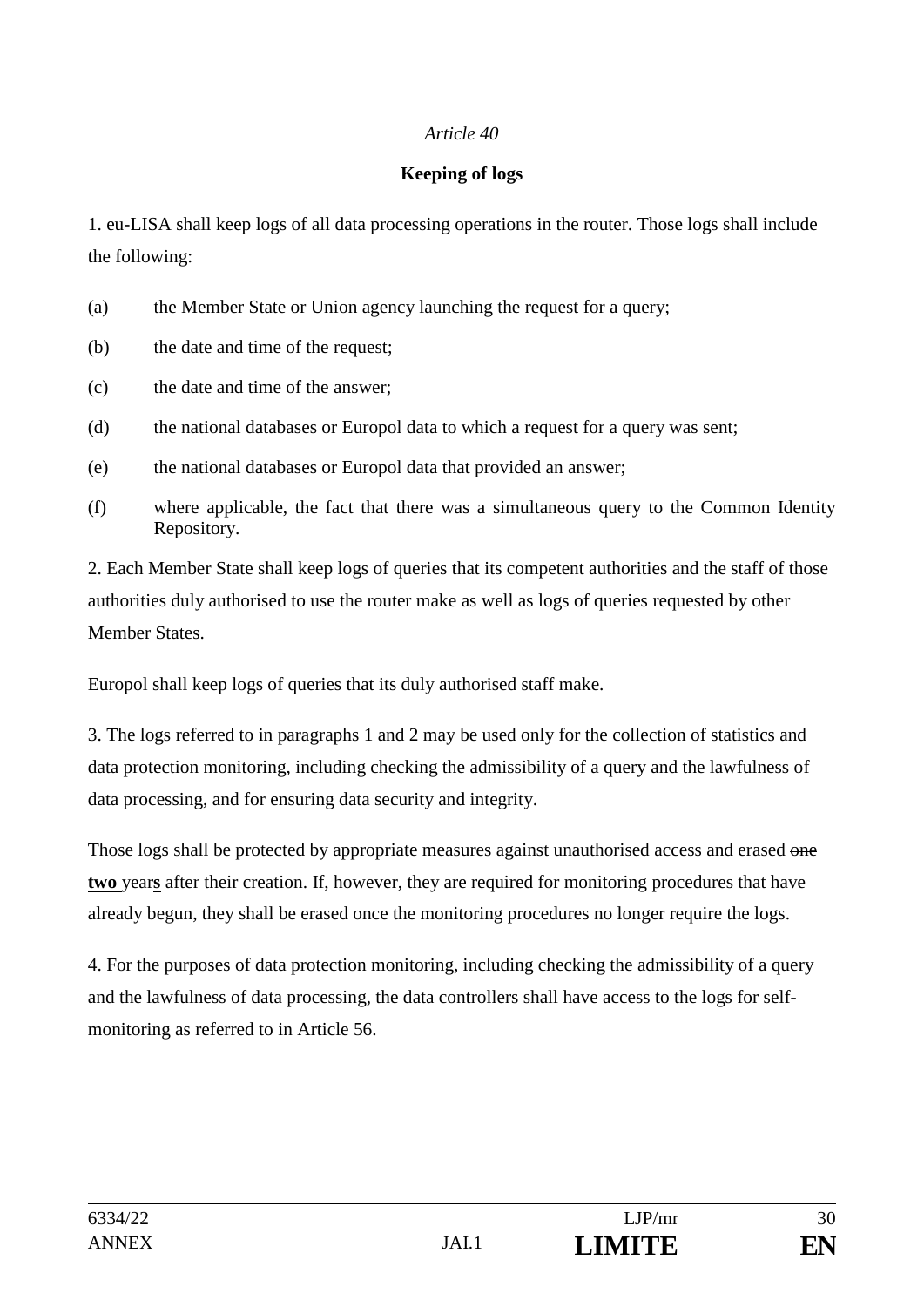*Article 40*

**Keeping of logs**

1. eu-LISA shall keep logs of all data processing operations in the router. Those logs shall include the following:

(a) the Member State or Union agency launching the request for a query;

(b) the date and time of the request;

(c) the date and time of the answer;

(d) the national databases or Europol data to which a request for a query was sent;

(e) the national databases or Europol data that provided an answer;

(f) where applicable, the fact that there was a simultaneous query to the Common Identity Repository.

2. Each Member State shall keep logs of queries that its competent authorities and the staff of those authorities duly authorised to use the router make as well as logs of queries requested by other Member States.

Europol shall keep logs of queries that its duly authorised staff make.

3. The logs referred to in paragraphs 1 and 2 may be used only for the collection of statistics and data protection monitoring, including checking the admissibility of a query and the lawfulness of data processing, and for ensuring data security and integrity.

Those logs shall be protected by appropriate measures against unauthorised access and erased ~~one~~ **two** year**s** after their creation. If, however, they are required for monitoring procedures that have already begun, they shall be erased once the monitoring procedures no longer require the logs.

4. For the purposes of data protection monitoring, including checking the admissibility of a query and the lawfulness of data processing, the data controllers shall have access to the logs for self-monitoring as referred to in Article 56.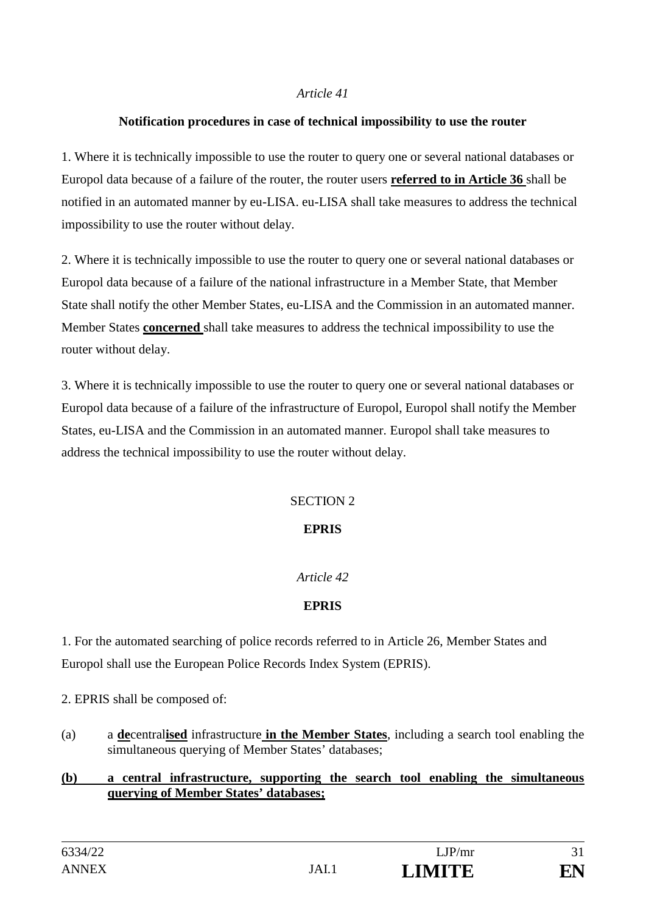*Article 41*

**Notification procedures in case of technical impossibility to use the router**

1. Where it is technically impossible to use the router to query one or several national databases or Europol data because of a failure of the router, the router users **referred to in Article 36** shall be notified in an automated manner by eu-LISA. eu-LISA shall take measures to address the technical impossibility to use the router without delay.

2. Where it is technically impossible to use the router to query one or several national databases or Europol data because of a failure of the national infrastructure in a Member State, that Member State shall notify the other Member States, eu-LISA and the Commission in an automated manner. Member States **concerned** shall take measures to address the technical impossibility to use the router without delay.

3. Where it is technically impossible to use the router to query one or several national databases or Europol data because of a failure of the infrastructure of Europol, Europol shall notify the Member States, eu-LISA and the Commission in an automated manner. Europol shall take measures to address the technical impossibility to use the router without delay.

SECTION 2

**EPRIS**

*Article 42*

**EPRIS**

1. For the automated searching of police records referred to in Article 26, Member States and Europol shall use the European Police Records Index System (EPRIS).

2. EPRIS shall be composed of:

(a) a **de**central**ised** infrastructure **in the Member States**, including a search tool enabling the simultaneous querying of Member States' databases;

**(b) a central infrastructure, supporting the search tool enabling the simultaneous querying of Member States' databases;**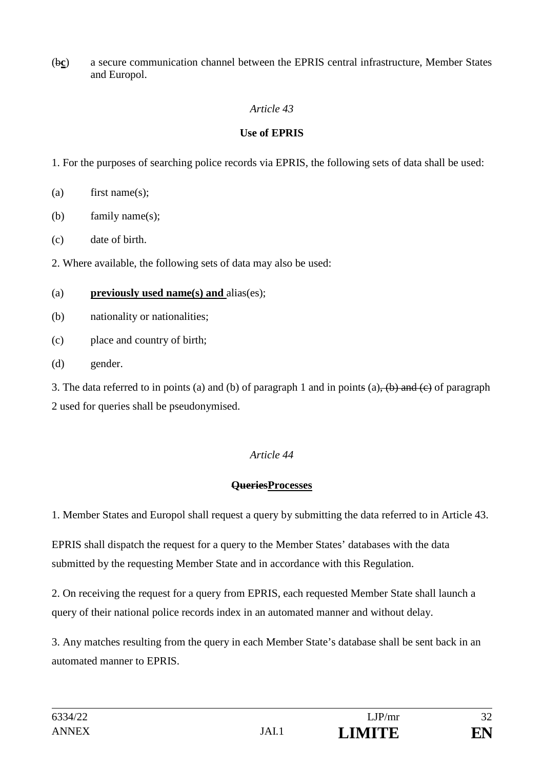(~~b~~**c**) a secure communication channel between the EPRIS central infrastructure, Member States and Europol.

*Article 43*

**Use of EPRIS**

1. For the purposes of searching police records via EPRIS, the following sets of data shall be used:

(a) first name(s);

(b) family name(s);

(c) date of birth.

2. Where available, the following sets of data may also be used:

(a) **previously used name(s) and** alias(es);

(b) nationality or nationalities;

(c) place and country of birth;

(d) gender.

3. The data referred to in points (a) and (b) of paragraph 1 and in point~~s~~ (a)~~, (b) and (c)~~ of paragraph 2 used for queries shall be pseudonymised.

*Article 44*

**~~Queries~~Processes**

1. Member States and Europol shall request a query by submitting the data referred to in Article 43.

EPRIS shall dispatch the request for a query to the Member States' databases with the data submitted by the requesting Member State and in accordance with this Regulation.

2. On receiving the request for a query from EPRIS, each requested Member State shall launch a query of their national police records index in an automated manner and without delay.

3. Any matches resulting from the query in each Member State's database shall be sent back in an automated manner to EPRIS.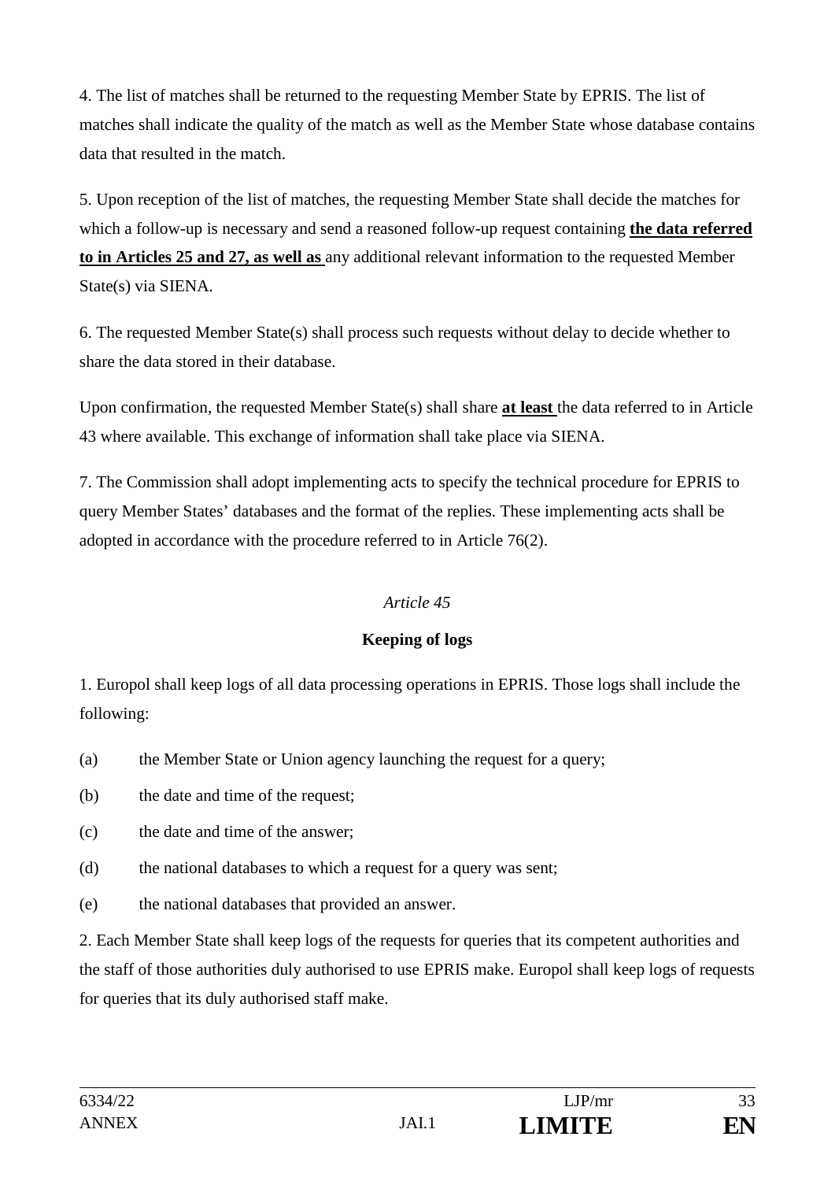4. The list of matches shall be returned to the requesting Member State by EPRIS. The list of matches shall indicate the quality of the match as well as the Member State whose database contains data that resulted in the match.

5. Upon reception of the list of matches, the requesting Member State shall decide the matches for which a follow-up is necessary and send a reasoned follow-up request containing **the data referred to in Articles 25 and 27, as well as** any additional relevant information to the requested Member State(s) via SIENA.

6. The requested Member State(s) shall process such requests without delay to decide whether to share the data stored in their database.

Upon confirmation, the requested Member State(s) shall share **at least** the data referred to in Article 43 where available. This exchange of information shall take place via SIENA.

7. The Commission shall adopt implementing acts to specify the technical procedure for EPRIS to query Member States' databases and the format of the replies. These implementing acts shall be adopted in accordance with the procedure referred to in Article 76(2).

*Article 45*

**Keeping of logs**

1. Europol shall keep logs of all data processing operations in EPRIS. Those logs shall include the following:

(a) the Member State or Union agency launching the request for a query;

(b) the date and time of the request;

(c) the date and time of the answer;

(d) the national databases to which a request for a query was sent;

(e) the national databases that provided an answer.

2. Each Member State shall keep logs of the requests for queries that its competent authorities and the staff of those authorities duly authorised to use EPRIS make. Europol shall keep logs of requests for queries that its duly authorised staff make.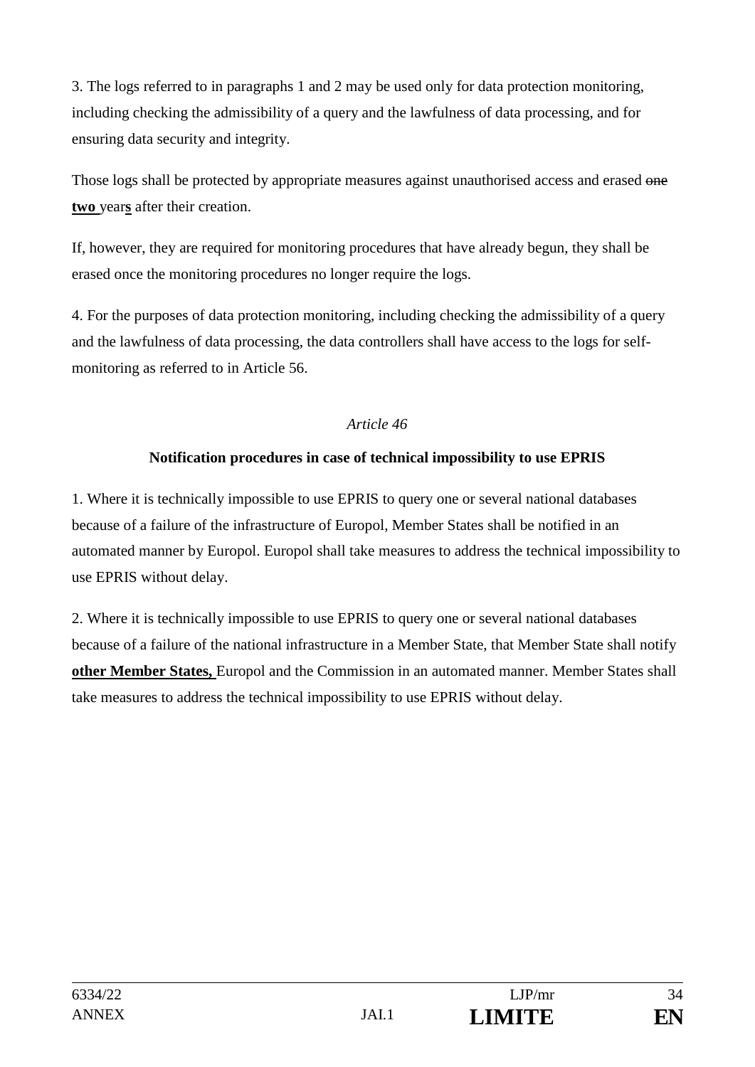3. The logs referred to in paragraphs 1 and 2 may be used only for data protection monitoring, including checking the admissibility of a query and the lawfulness of data processing, and for ensuring data security and integrity.

Those logs shall be protected by appropriate measures against unauthorised access and erased ~~one~~ **two** year**s** after their creation.

If, however, they are required for monitoring procedures that have already begun, they shall be erased once the monitoring procedures no longer require the logs.

4. For the purposes of data protection monitoring, including checking the admissibility of a query and the lawfulness of data processing, the data controllers shall have access to the logs for self-monitoring as referred to in Article 56.

*Article 46*

**Notification procedures in case of technical impossibility to use EPRIS**

1. Where it is technically impossible to use EPRIS to query one or several national databases because of a failure of the infrastructure of Europol, Member States shall be notified in an automated manner by Europol. Europol shall take measures to address the technical impossibility to use EPRIS without delay.

2. Where it is technically impossible to use EPRIS to query one or several national databases because of a failure of the national infrastructure in a Member State, that Member State shall notify **other Member States,** Europol and the Commission in an automated manner. Member States shall take measures to address the technical impossibility to use EPRIS without delay.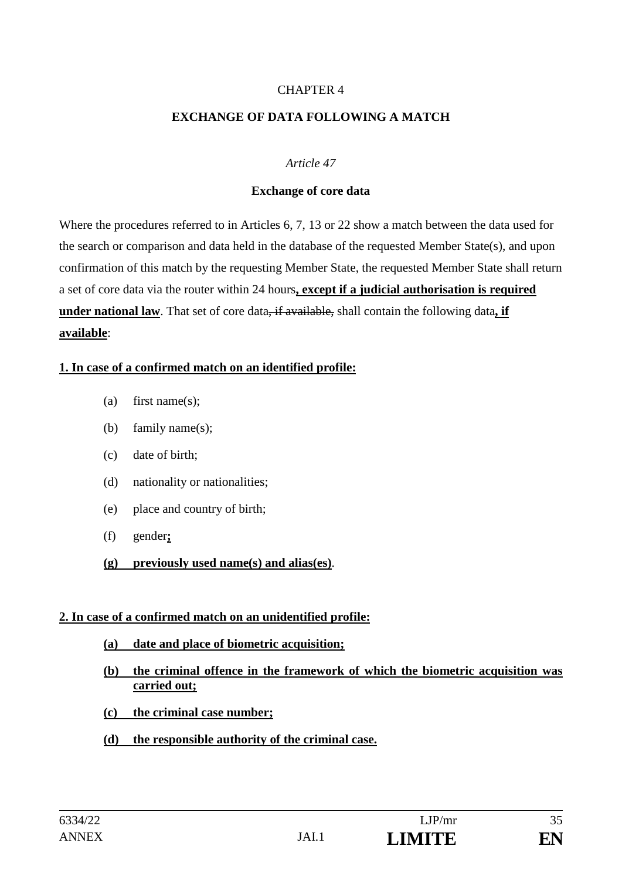CHAPTER 4

## EXCHANGE OF DATA FOLLOWING A MATCH

*Article 47*

### Exchange of core data

Where the procedures referred to in Articles 6, 7, 13 or 22 show a match between the data used for the search or comparison and data held in the database of the requested Member State(s), and upon confirmation of this match by the requesting Member State, the requested Member State shall return a set of core data via the router within 24 hours**, except if a judicial authorisation is required under national law**. That set of core data~~, if available,~~ shall contain the following data**, if available**:

**1. In case of a confirmed match on an identified profile:**

(a) first name(s);

(b) family name(s);

(c) date of birth;

(d) nationality or nationalities;

(e) place and country of birth;

(f) gender**;**

**(g) previously used name(s) and alias(es)**.

**2. In case of a confirmed match on an unidentified profile:**

**(a) date and place of biometric acquisition;**

**(b) the criminal offence in the framework of which the biometric acquisition was carried out;**

**(c) the criminal case number;**

**(d) the responsible authority of the criminal case.**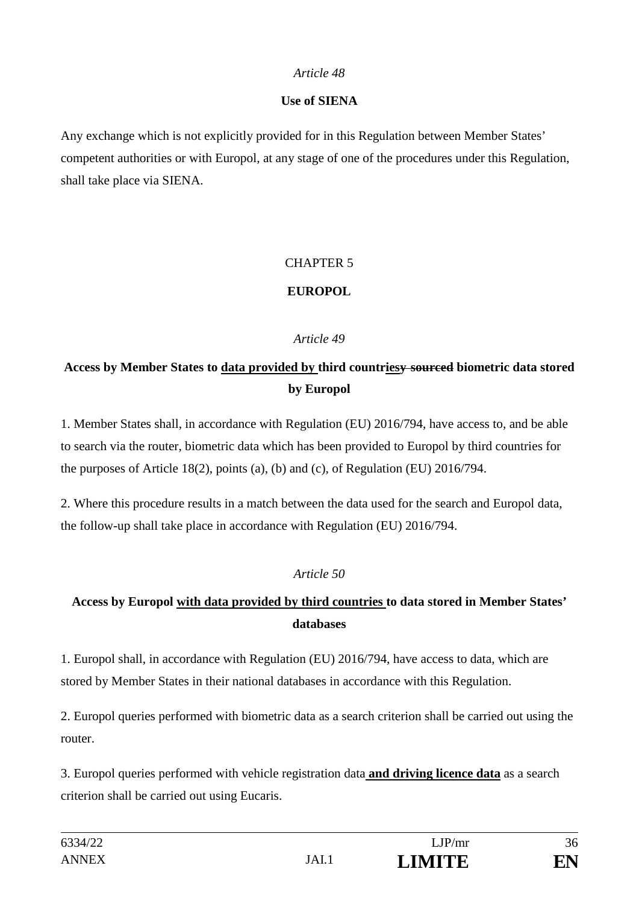*Article 48*

**Use of SIENA**

Any exchange which is not explicitly provided for in this Regulation between Member States' competent authorities or with Europol, at any stage of one of the procedures under this Regulation, shall take place via SIENA.

CHAPTER 5

**EUROPOL**

*Article 49*

**Access by Member States to <u>data provided by</u> third countr<u>ies</u>~~y sourced~~ biometric data stored by Europol**

1. Member States shall, in accordance with Regulation (EU) 2016/794, have access to, and be able to search via the router, biometric data which has been provided to Europol by third countries for the purposes of Article 18(2), points (a), (b) and (c), of Regulation (EU) 2016/794.

2. Where this procedure results in a match between the data used for the search and Europol data, the follow-up shall take place in accordance with Regulation (EU) 2016/794.

*Article 50*

**Access by Europol <u>with data provided by third countries</u> to data stored in Member States' databases**

1. Europol shall, in accordance with Regulation (EU) 2016/794, have access to data, which are stored by Member States in their national databases in accordance with this Regulation.

2. Europol queries performed with biometric data as a search criterion shall be carried out using the router.

3. Europol queries performed with vehicle registration data **<u>and driving licence data</u>** as a search criterion shall be carried out using Eucaris.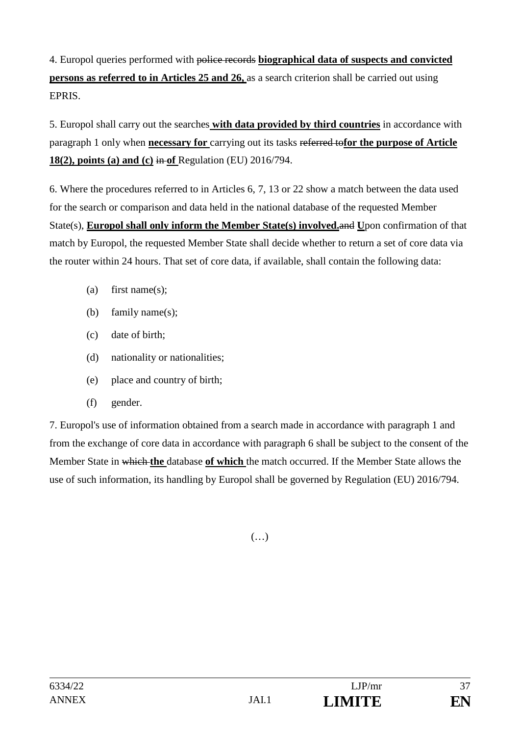4. Europol queries performed with ~~police records~~ **biographical data of suspects and convicted persons as referred to in Articles 25 and 26,** as a search criterion shall be carried out using EPRIS.

5. Europol shall carry out the searches **with data provided by third countries** in accordance with paragraph 1 only when **necessary for** carrying out its tasks ~~referred to~~**for the purpose of Article 18(2), points (a) and (c)** ~~in~~ **of** Regulation (EU) 2016/794.

6. Where the procedures referred to in Articles 6, 7, 13 or 22 show a match between the data used for the search or comparison and data held in the national database of the requested Member State(s), **Europol shall only inform the Member State(s) involved.**~~and~~ **U**pon confirmation of that match by Europol, the requested Member State shall decide whether to return a set of core data via the router within 24 hours. That set of core data, if available, shall contain the following data:

(a) first name(s);

(b) family name(s);

(c) date of birth;

(d) nationality or nationalities;

(e) place and country of birth;

(f) gender.

7. Europol's use of information obtained from a search made in accordance with paragraph 1 and from the exchange of core data in accordance with paragraph 6 shall be subject to the consent of the Member State in ~~which~~ **the** database **of which** the match occurred. If the Member State allows the use of such information, its handling by Europol shall be governed by Regulation (EU) 2016/794.

(…)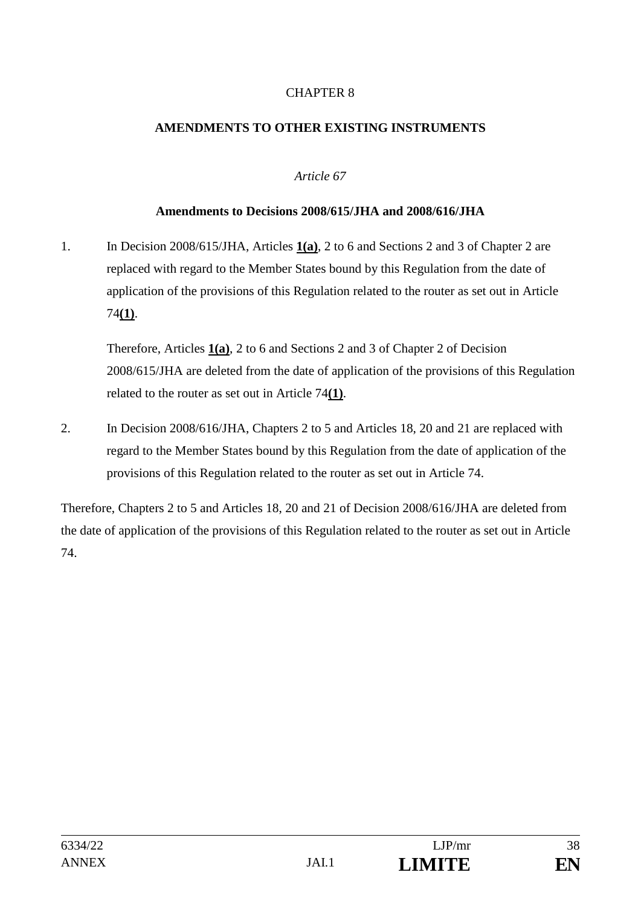CHAPTER 8

**AMENDMENTS TO OTHER EXISTING INSTRUMENTS**

*Article 67*

**Amendments to Decisions 2008/615/JHA and 2008/616/JHA**

1. In Decision 2008/615/JHA, Articles **1(a)**, 2 to 6 and Sections 2 and 3 of Chapter 2 are replaced with regard to the Member States bound by this Regulation from the date of application of the provisions of this Regulation related to the router as set out in Article 74**(1)**.

   Therefore, Articles **1(a)**, 2 to 6 and Sections 2 and 3 of Chapter 2 of Decision 2008/615/JHA are deleted from the date of application of the provisions of this Regulation related to the router as set out in Article 74**(1)**.

2. In Decision 2008/616/JHA, Chapters 2 to 5 and Articles 18, 20 and 21 are replaced with regard to the Member States bound by this Regulation from the date of application of the provisions of this Regulation related to the router as set out in Article 74.

Therefore, Chapters 2 to 5 and Articles 18, 20 and 21 of Decision 2008/616/JHA are deleted from the date of application of the provisions of this Regulation related to the router as set out in Article 74.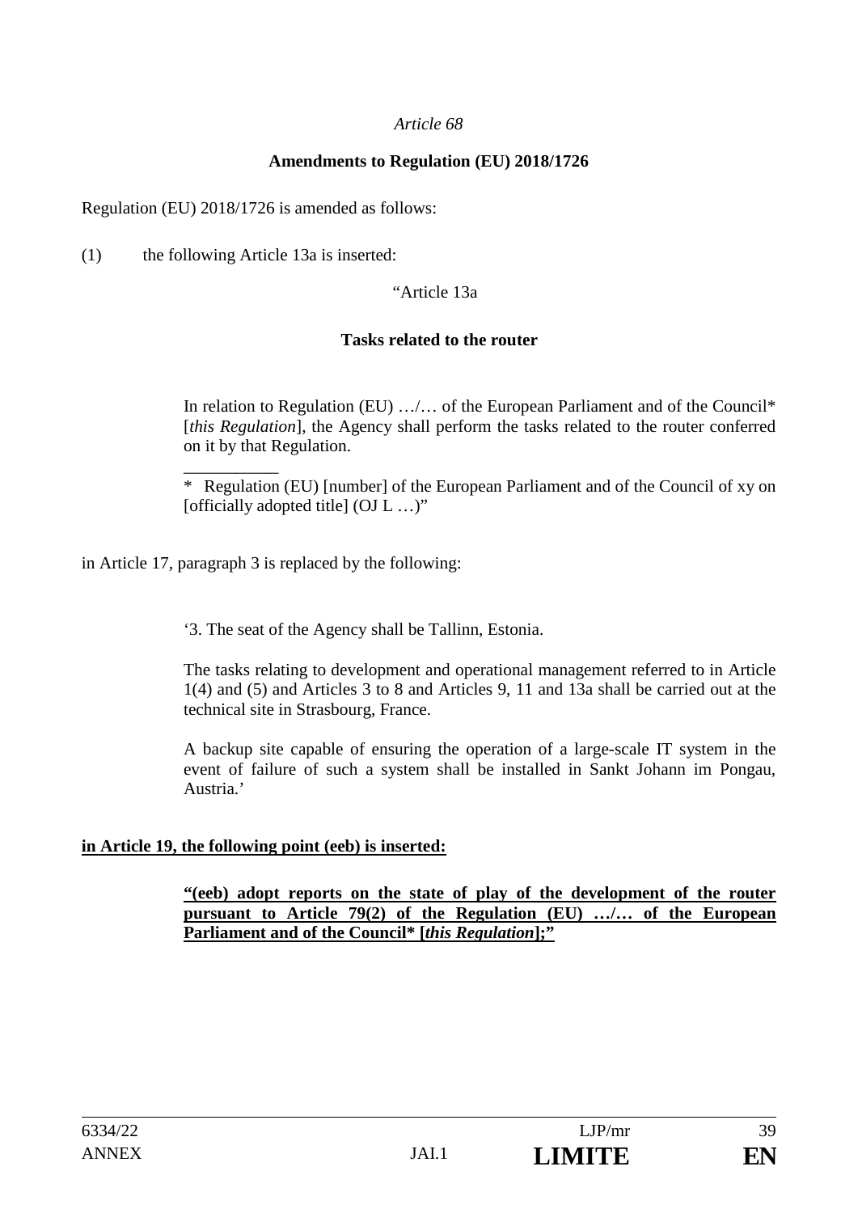*Article 68*

**Amendments to Regulation (EU) 2018/1726**

Regulation (EU) 2018/1726 is amended as follows:

(1) the following Article 13a is inserted:

"Article 13a

**Tasks related to the router**

In relation to Regulation (EU) …/… of the European Parliament and of the Council* [*this Regulation*], the Agency shall perform the tasks related to the router conferred on it by that Regulation.

___________

\* Regulation (EU) [number] of the European Parliament and of the Council of xy on [officially adopted title] (OJ L …)"

in Article 17, paragraph 3 is replaced by the following:

'3. The seat of the Agency shall be Tallinn, Estonia.

The tasks relating to development and operational management referred to in Article 1(4) and (5) and Articles 3 to 8 and Articles 9, 11 and 13a shall be carried out at the technical site in Strasbourg, France.

A backup site capable of ensuring the operation of a large-scale IT system in the event of failure of such a system shall be installed in Sankt Johann im Pongau, Austria.'

<u>**in Article 19, the following point (eeb) is inserted:**</u>

<u>**"(eeb) adopt reports on the state of play of the development of the router pursuant to Article 79(2) of the Regulation (EU) …/… of the European Parliament and of the Council\* [*this Regulation*];"**</u>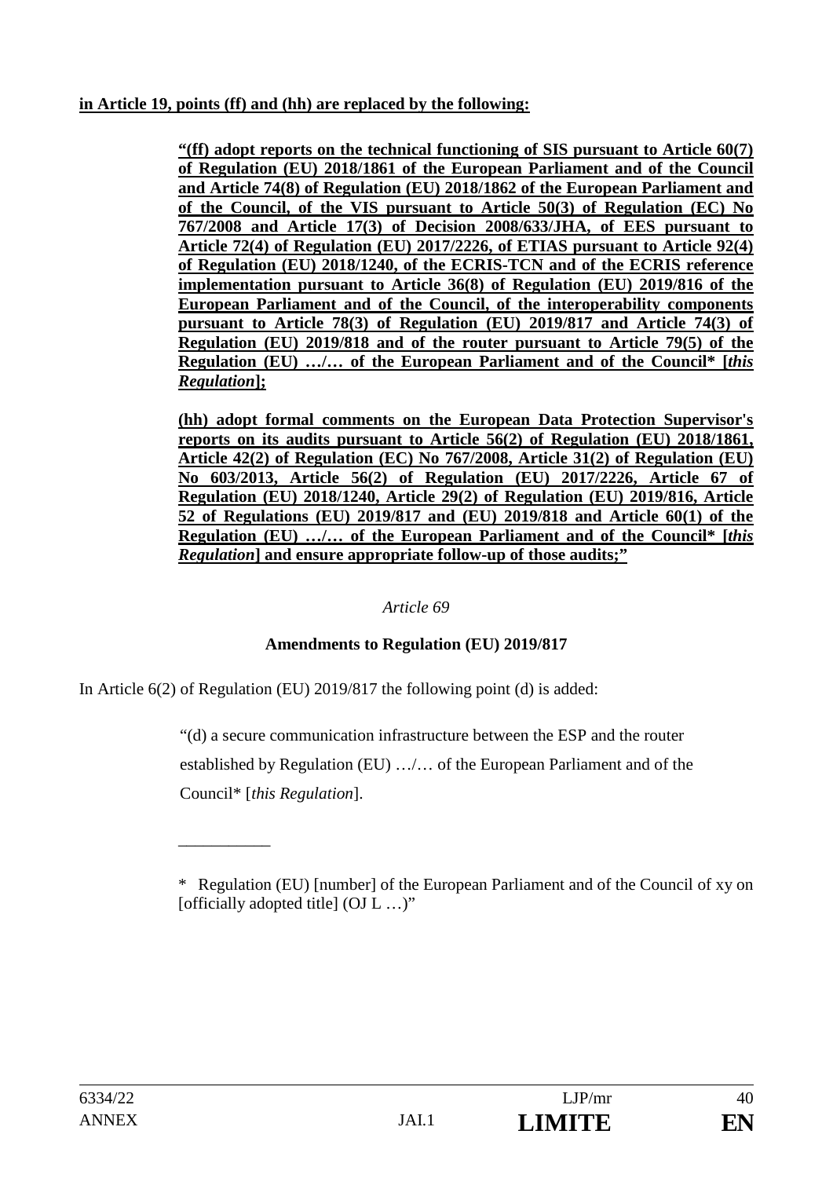**in Article 19, points (ff) and (hh) are replaced by the following:**

> **"(ff) adopt reports on the technical functioning of SIS pursuant to Article 60(7) of Regulation (EU) 2018/1861 of the European Parliament and of the Council and Article 74(8) of Regulation (EU) 2018/1862 of the European Parliament and of the Council, of the VIS pursuant to Article 50(3) of Regulation (EC) No 767/2008 and Article 17(3) of Decision 2008/633/JHA, of EES pursuant to Article 72(4) of Regulation (EU) 2017/2226, of ETIAS pursuant to Article 92(4) of Regulation (EU) 2018/1240, of the ECRIS-TCN and of the ECRIS reference implementation pursuant to Article 36(8) of Regulation (EU) 2019/816 of the European Parliament and of the Council, of the interoperability components pursuant to Article 78(3) of Regulation (EU) 2019/817 and Article 74(3) of Regulation (EU) 2019/818 and of the router pursuant to Article 79(5) of the Regulation (EU) …/… of the European Parliament and of the Council* [*this Regulation*];**
>
> **(hh) adopt formal comments on the European Data Protection Supervisor's reports on its audits pursuant to Article 56(2) of Regulation (EU) 2018/1861, Article 42(2) of Regulation (EC) No 767/2008, Article 31(2) of Regulation (EU) No 603/2013, Article 56(2) of Regulation (EU) 2017/2226, Article 67 of Regulation (EU) 2018/1240, Article 29(2) of Regulation (EU) 2019/816, Article 52 of Regulations (EU) 2019/817 and (EU) 2019/818 and Article 60(1) of the Regulation (EU) …/… of the European Parliament and of the Council* [*this Regulation*] and ensure appropriate follow-up of those audits;"**

*Article 69*

**Amendments to Regulation (EU) 2019/817**

In Article 6(2) of Regulation (EU) 2019/817 the following point (d) is added:

> "(d) a secure communication infrastructure between the ESP and the router established by Regulation (EU) …/… of the European Parliament and of the Council* [*this Regulation*].
>
> ___________
>
> * Regulation (EU) [number] of the European Parliament and of the Council of xy on [officially adopted title] (OJ L …)"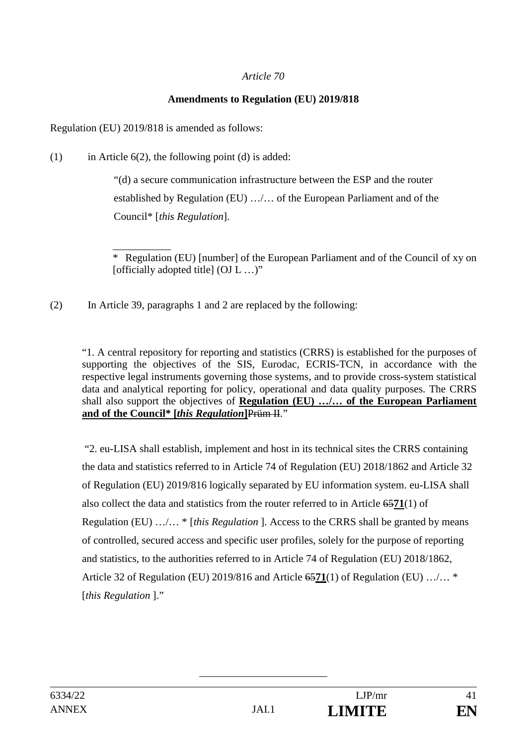*Article 70*

**Amendments to Regulation (EU) 2019/818**

Regulation (EU) 2019/818 is amended as follows:

(1) in Article 6(2), the following point (d) is added:

> "(d) a secure communication infrastructure between the ESP and the router established by Regulation (EU) …/… of the European Parliament and of the Council* [*this Regulation*].
>
> ___________
>
> * Regulation (EU) [number] of the European Parliament and of the Council of xy on [officially adopted title] (OJ L …)"

(2) In Article 39, paragraphs 1 and 2 are replaced by the following:

> "1. A central repository for reporting and statistics (CRRS) is established for the purposes of supporting the objectives of the SIS, Eurodac, ECRIS-TCN, in accordance with the respective legal instruments governing those systems, and to provide cross-system statistical data and analytical reporting for policy, operational and data quality purposes. The CRRS shall also support the objectives of **Regulation (EU) …/… of the European Parliament and of the Council* [*this Regulation*]**~~Prüm II~~."

> "2. eu-LISA shall establish, implement and host in its technical sites the CRRS containing the data and statistics referred to in Article 74 of Regulation (EU) 2018/1862 and Article 32 of Regulation (EU) 2019/816 logically separated by EU information system. eu-LISA shall also collect the data and statistics from the router referred to in Article ~~65~~**71**(1) of Regulation (EU) …/… * [*this Regulation* ]. Access to the CRRS shall be granted by means of controlled, secured access and specific user profiles, solely for the purpose of reporting and statistics, to the authorities referred to in Article 74 of Regulation (EU) 2018/1862, Article 32 of Regulation (EU) 2019/816 and Article ~~65~~**71**(1) of Regulation (EU) …/… * [*this Regulation* ]."